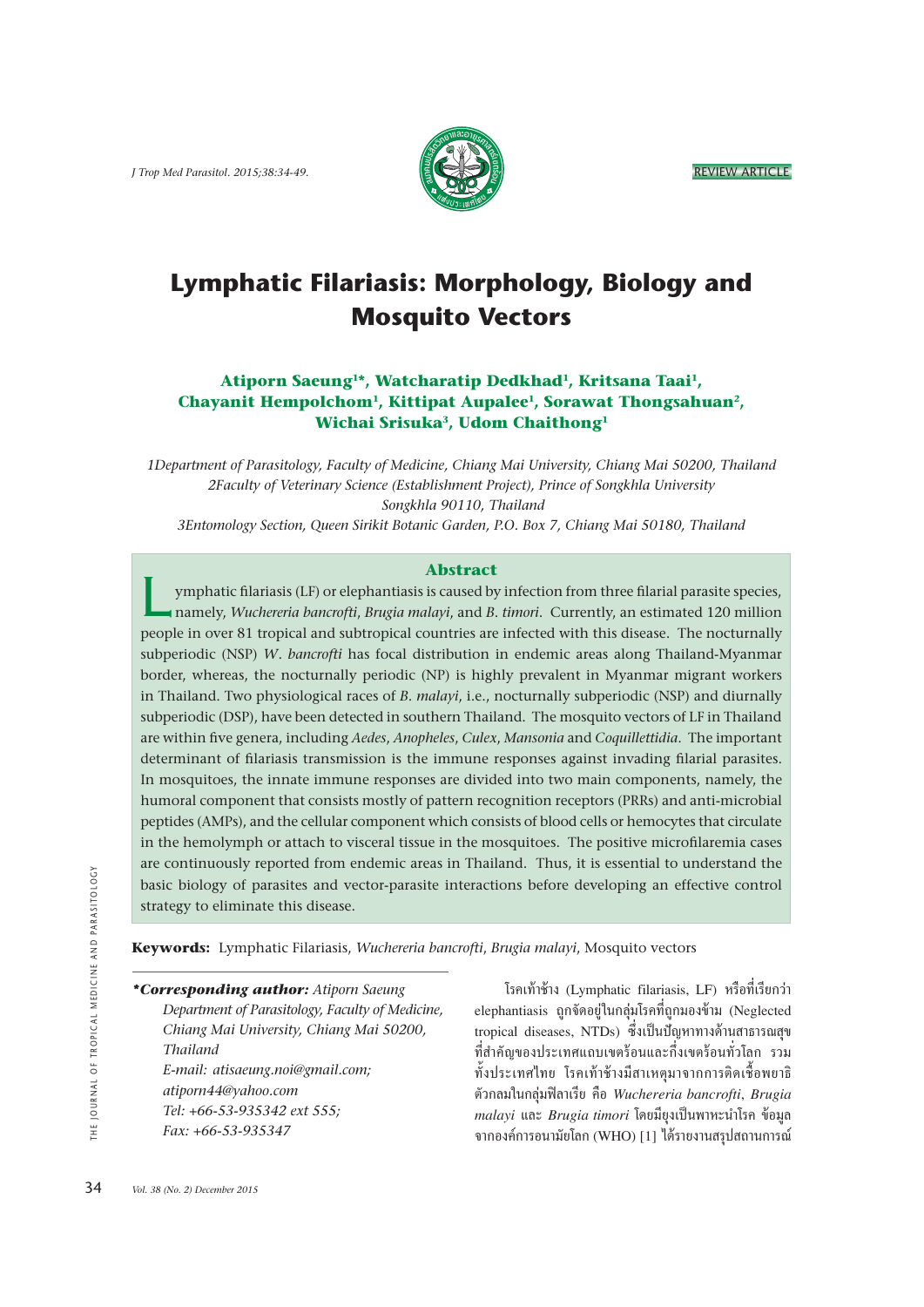REVIEW ARTICLE

# Lymphatic Filariasis: Morphology, Biology and Mosquito Vectors

**Atiporn Saeung[1*], Watcharatip Dedkhad[1], Kritsana Taai[1], Chayanit Hempolchom[1], Kittipat Aupalee[1], Sorawat Thongsahuan[2], Wichai Srisuka[3], Udom Chaithong[1]**

*1Department of Parasitology, Faculty of Medicine, Chiang Mai University, Chiang Mai 50200, Thailand*
*2Faculty of Veterinary Science (Establishment Project), Prince of Songkhla University Songkhla 90110, Thailand*
*3Entomology Section, Queen Sirikit Botanic Garden, P.O. Box 7, Chiang Mai 50180, Thailand*

## Abstract

Lymphatic filariasis (LF) or elephantiasis is caused by infection from three filarial parasite species, namely, *Wuchereria bancrofti*, *Brugia malayi*, and *B. timori*. Currently, an estimated 120 million people in over 81 tropical and subtropical countries are infected with this disease. The nocturnally subperiodic (NSP) *W. bancrofti* has focal distribution in endemic areas along Thailand-Myanmar border, whereas, the nocturnally periodic (NP) is highly prevalent in Myanmar migrant workers in Thailand. Two physiological races of *B. malayi*, i.e., nocturnally subperiodic (NSP) and diurnally subperiodic (DSP), have been detected in southern Thailand. The mosquito vectors of LF in Thailand are within five genera, including *Aedes*, *Anopheles*, *Culex*, *Mansonia* and *Coquillettidia*. The important determinant of filariasis transmission is the immune responses against invading filarial parasites. In mosquitoes, the innate immune responses are divided into two main components, namely, the humoral component that consists mostly of pattern recognition receptors (PRRs) and anti-microbial peptides (AMPs), and the cellular component which consists of blood cells or hemocytes that circulate in the hemolymph or attach to visceral tissue in the mosquitoes. The positive microfilaremia cases are continuously reported from endemic areas in Thailand. Thus, it is essential to understand the basic biology of parasites and vector-parasite interactions before developing an effective control strategy to eliminate this disease.

**Keywords:** Lymphatic Filariasis, *Wuchereria bancrofti*, *Brugia malayi*, Mosquito vectors

***Corresponding author:** *Atiporn Saeung*
*Department of Parasitology, Faculty of Medicine, Chiang Mai University, Chiang Mai 50200, Thailand*
*E-mail: atisaeung.noi@gmail.com; atiporn44@yahoo.com*
*Tel: +66-53-935342 ext 555;*
*Fax: +66-53-935347*

โรคเท้าช้าง (Lymphatic filariasis, LF) หรือที่เรียกว่า elephantiasis ถูกจัดอยู่ในกลุ่มโรคที่ถูกมองข้าม (Neglected tropical diseases, NTDs) ซึ่งเป็นปัญหาทางด้านสาธารณสุขที่สำคัญของประเทศแถบเขตร้อนและกึ่งเขตร้อนทั่วโลก รวมทั้งประเทศไทย โรคเท้าช้างมีสาเหตุมาจากการติดเชื้อพยาธิตัวกลมในกลุ่มฟิลาเรีย คือ *Wuchereria bancrofti*, *Brugia malayi* และ *Brugia timori* โดยมียุงเป็นพาหะนำโรค ข้อมูลจากองค์การอนามัยโลก (WHO) [1] ได้รายงานสรุปสถานการณ์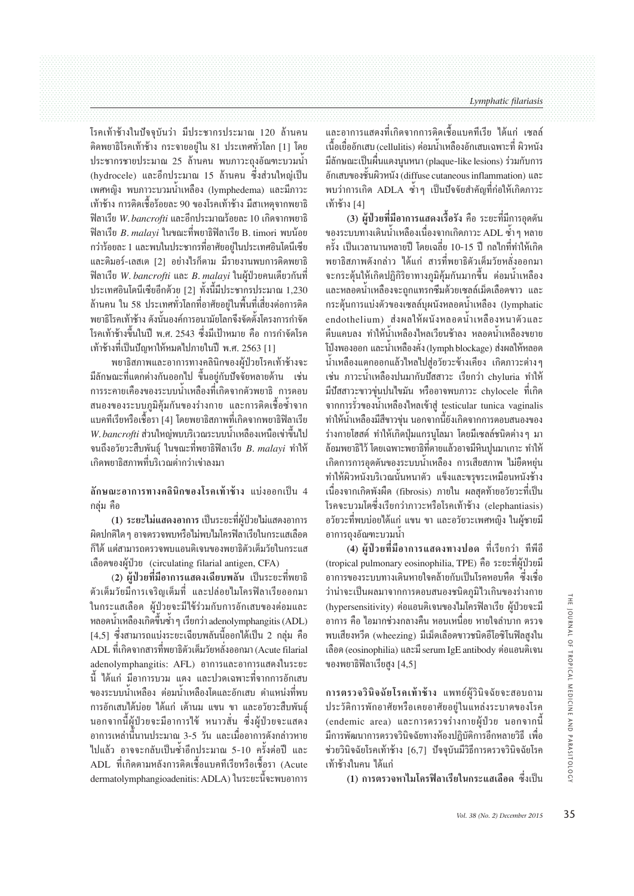โรคเท้าช้างในปัจจุบันว่า มีประชากรประมาณ 120 ล้านคน ติดพยาธิโรคเท้าช้าง กระจายอยู่ใน 81 ประเทศทั่วโลก [1] โดยประชากรชายประมาณ 25 ล้านคน พบภาวะถุงอัณฑะบวมน้ำ (hydrocele) และอีกประมาณ 15 ล้านคน ซึ่งส่วนใหญ่เป็นเพศหญิง พบภาวะบวมน้ำเหลือง (lymphedema) และมีภาวะเท้าช้าง การติดเชื้อร้อยละ 90 ของโรคเท้าช้าง มีสาเหตุจากพยาธิฟิลาเรีย *W. bancrofti* และอีกประมาณร้อยละ 10 เกิดจากพยาธิฟิลาเรีย *B. malayi* ในขณะที่พยาธิฟิลาเรีย B. timori พบน้อยกว่าร้อยละ 1 และพบในประชากรที่อาศัยอยู่ในประเทศอินโดนีเซีย และติมอร์-เลสเต [2] อย่างไรก็ตาม มีรายงานพบการติดพยาธิฟิลาเรีย *W. bancrofti* และ *B. malayi* ในผู้ป่วยคนเดียวกันที่ประเทศอินโดนีเซียอีกด้วย [2] ทั้งนี้มีประชากรประมาณ 1,230 ล้านคน ใน 58 ประเทศทั่วโลกที่อาศัยอยู่ในพื้นที่เสี่ยงต่อการติดพยาธิโรคเท้าช้าง ดังนั้นองค์การอนามัยโลกจึงจัดตั้งโครงการกำจัดโรคเท้าช้างขึ้นในปี พ.ศ. 2543 ซึ่งมีเป้าหมาย คือ การกำจัดโรคเท้าช้างที่เป็นปัญหาให้หมดไปภายในปี พ.ศ. 2563 [1]

พยาธิสภาพและอาการทางคลินิกของผู้ป่วยโรคเท้าช้างจะมีลักษณะที่แตกต่างกันออกไป ขึ้นอยู่กับปัจจัยหลายด้าน เช่น การระคายเคืองของระบบน้ำเหลืองที่เกิดจากตัวพยาธิ การตอบสนองของระบบภูมิคุ้มกันของร่างกาย และการติดเชื้อซ้ำจากแบคทีเรียหรือเชื้อรา [4] โดยพยาธิสภาพที่เกิดจากพยาธิฟิลาเรีย *W. bancrofti* ส่วนใหญ่พบบริเวณระบบน้ำเหลืองเหนือเข่าขึ้นไปจนถึงอวัยวะสืบพันธุ์ ในขณะที่พยาธิฟิลาเรีย *B. malayi* ทำให้เกิดพยาธิสภาพที่บริเวณต่ำกว่าเข่าลงมา

**ลักษณะอาการทางคลินิกของโรคเท้าช้าง** แบ่งออกเป็น 4 กลุ่ม คือ

**(1) ระยะไม่แสดงอาการ** เป็นระยะที่ผู้ป่วยไม่แสดงอาการผิดปกติใดๆ อาจตรวจพบหรือไม่พบไมโครฟิลาเรียในกระแสเลือดก็ได้ แต่สามารถตรวจพบแอนติเจนของพยาธิตัวเต็มวัยในกระแสเลือดของผู้ป่วย (circulating filarial antigen, CFA)

**(2) ผู้ป่วยที่มีอาการแสดงเฉียบพลัน** เป็นระยะที่พยาธิตัวเต็มวัยมีการเจริญเต็มที่ และปล่อยไมโครฟิลาเรียออกมาในกระแสเลือด ผู้ป่วยจะมีไข้ร่วมกับการอักเสบของต่อมและหลอดน้ำเหลืองเกิดขึ้นซ้ำๆ เรียกว่า adenolymphangitis (ADL) [4,5] ซึ่งสามารถแบ่งระยะเฉียบพลันนี้ออกได้เป็น 2 กลุ่ม คือ ADL ที่เกิดจากสารที่พยาธิตัวเต็มวัยหลั่งออกมา (Acute filarial adenolymphangitis: AFL) อาการและอาการแสดงในระยะนี้ ได้แก่ มีอาการบวม แดง และปวดเฉพาะที่จากการอักเสบของระบบน้ำเหลือง ต่อมน้ำเหลืองโตและอักเสบ ตำแหน่งที่พบการอักเสบได้บ่อย ได้แก่ เต้านม แขน ขา และอวัยวะสืบพันธุ์ นอกจากนี้ผู้ป่วยจะมีอาการไข้ หนาวสั่น ซึ่งผู้ป่วยจะแสดงอาการเหล่านี้นานประมาณ 3-5 วัน และเมื่ออาการดังกล่าวหายไปแล้ว อาจจะกลับเป็นซ้ำอีกประมาณ 5-10 ครั้งต่อปี และ ADL ที่เกิดตามหลังการติดเชื้อแบคทีเรียหรือเชื้อรา (Acute dermatolymphangioadenitis: ADLA) ในระยะนี้จะพบอาการและอาการแสดงที่เกิดจากการติดเชื้อแบคทีเรีย ได้แก่ เซลล์เนื้อเยื่ออักเสบ (cellulitis) ต่อมน้ำเหลืองอักเสบเฉพาะที่ ผิวหนังมีลักษณะเป็นผื่นแดงนูนหนา (plaque-like lesions) ร่วมกับการอักเสบของชั้นผิวหนัง (diffuse cutaneous inflammation) และพบว่าการเกิด ADLA ซ้ำๆ เป็นปัจจัยสำคัญที่ก่อให้เกิดภาวะเท้าช้าง [4]

**(3) ผู้ป่วยที่มีอาการแสดงเรื้อรัง** คือ ระยะที่มีการอุดตันของระบบทางเดินน้ำเหลืองเนื่องจากเกิดภาวะ ADL ซ้ำๆ หลายครั้ง เป็นเวลานานหลายปี โดยเฉลี่ย 10-15 ปี กลไกที่ทำให้เกิดพยาธิสภาพดังกล่าว ได้แก่ สารที่พยาธิตัวเต็มวัยหลั่งออกมาจะกระตุ้นให้เกิดปฏิกิริยาทางภูมิคุ้มกันมากขึ้น ต่อมน้ำเหลืองและหลอดน้ำเหลืองจะถูกแทรกซึมด้วยเซลล์เม็ดเลือดขาว และกระตุ้นการแบ่งตัวของเซลล์บุผนังหลอดน้ำเหลือง (lymphatic endothelium) ส่งผลให้ผนังหลอดน้ำเหลืองหนาตัวและตีบแคบลง ทำให้น้ำเหลืองไหลเวียนช้าลง หลอดน้ำเหลืองขยายโป่งพองออก และน้ำเหลืองคั่ง (lymph blockage) ส่งผลให้หลอดน้ำเหลืองแตกออกแล้วไหลไปสู่อวัยวะข้างเคียง เกิดภาวะต่างๆ เช่น ภาวะน้ำเหลืองปนมากับปัสสาวะ เรียกว่า chyluria ทำให้มีปัสสาวะขาวขุ่นปนไขมัน หรืออาจพบภาวะ chylocele ที่เกิดจากการรั่วของน้ำเหลืองไหลเข้าสู่ testicular tunica vaginalis ทำให้น้ำเหลืองมีสีขาวขุ่น นอกจากนี้ยังเกิดจากการตอบสนองของร่างกายโฮสต์ ทำให้เกิดปุ่มแกรนูโลมา โดยมีเซลล์ชนิดต่างๆ มาล้อมพยาธิไว้ โดยเฉพาะพยาธิที่ตายแล้วอาจมีหินปูนมาเกาะ ทำให้เกิดการการอุดตันของระบบน้ำเหลือง การเสียสภาพ ไม่ยืดหยุ่น ทำให้ผิวหนังบริเวณนั้นหนาตัว แข็งและขรุขระเหมือนหนังช้าง เนื่องจากเกิดพังผืด (fibrosis) ภายใน ผลสุดท้ายอวัยวะที่เป็นโรคจะบวมโตซึ่งเรียกว่าภาวะหรือโรคเท้าช้าง (elephantiasis) อวัยวะที่พบบ่อยได้แก่ แขน ขา และอวัยวะเพศหญิง ในผู้ชายมีอาการถุงอัณฑะบวมน้ำ

**(4) ผู้ป่วยที่มีอาการแสดงทางปอด** ที่เรียกว่า ทีพีอี (tropical pulmonary eosinophilia, TPE) คือ ระยะที่ผู้ป่วยมีอาการของระบบทางเดินหายใจคล้ายกับเป็นโรคหอบหืด ซึ่งเชื่อว่าน่าจะเป็นผลมาจากการตอบสนองชนิดภูมิไวเกินของร่างกาย (hypersensitivity) ต่อแอนติเจนของไมโครฟิลาเรีย ผู้ป่วยจะมีอาการ คือ ไอมากช่วงกลางคืน หอบเหนื่อย หายใจลำบาก ตรวจพบเสียงหวีด (wheezing) มีเม็ดเลือดขาวชนิดอีโอซิโนฟิลสูงในเลือด (eosinophilia) และมี serum IgE antibody ต่อแอนติเจนของพยาธิฟิลาเรียสูง [4,5]

**การตรวจวินิจฉัยโรคเท้าช้าง** แพทย์ผู้วินิจฉัยจะสอบถามประวัติการพักอาศัยหรือเคยอาศัยอยู่ในแหล่งระบาดของโรค (endemic area) และการตรวจร่างกายผู้ป่วย นอกจากนี้มีการพัฒนาการตรวจวินิจฉัยทางห้องปฏิบัติการอีกหลายวิธี เพื่อช่วยวินิจฉัยโรคเท้าช้าง [6,7] ปัจจุบันมีวิธีการตรวจวินิจฉัยโรคเท้าช้างในคน ได้แก่

**(1) การตรวจหาไมโครฟิลาเรียในกระแสเลือด** ซึ่งเป็น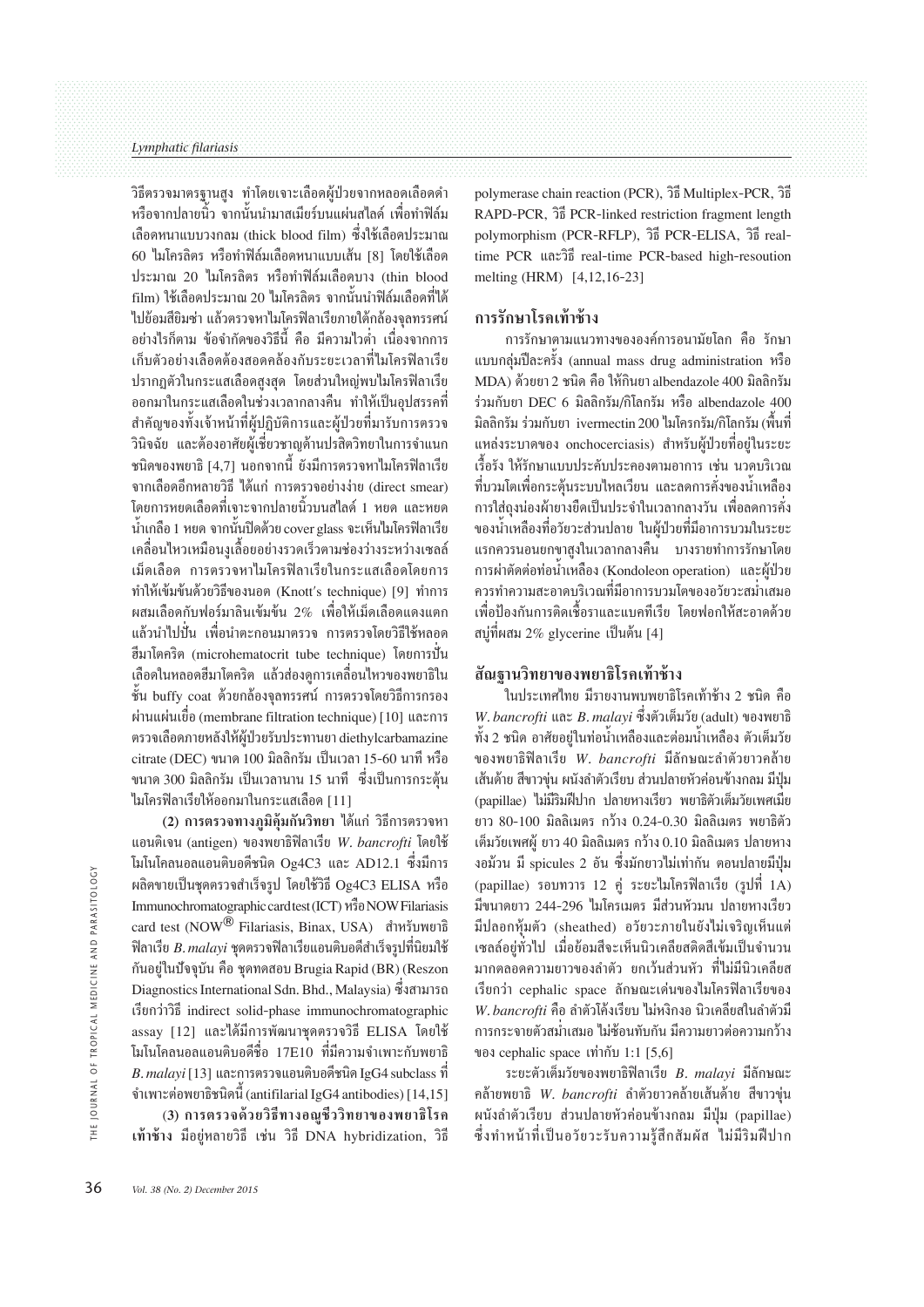วิธีตรวจมาตรฐานสูง ทำโดยเจาะเลือดผู้ป่วยจากหลอดเลือดดำหรือจากปลายนิ้ว จากนั้นนำมาสเมียร์บนแผ่นสไลด์ เพื่อทำฟิล์มเลือดหนาแบบวงกลม (thick blood film) ซึ่งใช้เลือดประมาณ 60 ไมโครลิตร หรือทำฟิล์มเลือดหนาแบบเส้น [8] โดยใช้เลือดประมาณ 20 ไมโครลิตร หรือทำฟิล์มเลือดบาง (thin blood film) ใช้เลือดประมาณ 20 ไมโครลิตร จากนั้นนำฟิล์มเลือดที่ได้ไปย้อมสียิมซ่า แล้วตรวจหาไมโครฟิลาเรียภายใต้กล้องจุลทรรศน์ อย่างไรก็ตาม ข้อจำกัดของวิธีนี้ คือ มีความไวต่ำ เนื่องจากการเก็บตัวอย่างเลือดต้องสอดคล้องกับระยะเวลาที่ไมโครฟิลาเรียปรากฏตัวในกระแสเลือดสูงสุด โดยส่วนใหญ่พบไมโครฟิลาเรียออกมาในกระแสเลือดในช่วงเวลากลางคืน ทำให้เป็นอุปสรรคที่สำคัญของทั้งเจ้าหน้าที่ผู้ปฏิบัติการและผู้ป่วยที่มารับการตรวจวินิจฉัย และต้องอาศัยผู้เชี่ยวชาญด้านปรสิตวิทยาในการจำแนกชนิดของพยาธิ [4,7] นอกจากนี้ ยังมีการตรวจหาไมโครฟิลาเรียจากเลือดอีกหลายวิธี ได้แก่ การตรวจอย่างง่าย (direct smear) โดยการหยดเลือดที่เจาะจากปลายนิ้วบนสไลด์ 1 หยด และหยดน้ำเกลือ 1 หยด จากนั้นปิดด้วย cover glass จะเห็นไมโครฟิลาเรียเคลื่อนไหวเหมือนงูเลื้อยอย่างรวดเร็วตามช่องว่างระหว่างเซลล์เม็ดเลือด การตรวจหาไมโครฟิลาเรียในกระแสเลือดโดยการทำให้เข้มข้นด้วยวิธีของนอต (Knott's technique) [9] ทำการผสมเลือดกับฟอร์มาลินเข้มข้น 2% เพื่อให้เม็ดเลือดแดงแตก แล้วนำไปปั่น เพื่อนำตะกอนมาตรวจ การตรวจโดยวิธีใช้หลอดฮีมาโตคริต (microhematocrit tube technique) โดยการปั่นเลือดในหลอดฮีมาโตคริต แล้วส่องดูการเคลื่อนไหวของพยาธิในชั้น buffy coat ด้วยกล้องจุลทรรศน์ การตรวจโดยวิธีการกรองผ่านแผ่นเยื่อ (membrane filtration technique) [10] และการตรวจเลือดภายหลังให้ผู้ป่วยรับประทานยา diethylcarbamazine citrate (DEC) ขนาด 100 มิลลิกรัม เป็นเวลา 15-60 นาที หรือขนาด 300 มิลลิกรัม เป็นเวลานาน 15 นาที ซึ่งเป็นการกระตุ้นไมโครฟิลาเรียให้ออกมาในกระแสเลือด [11]

**(2) การตรวจทางภูมิคุ้มกันวิทยา** ได้แก่ วิธีการตรวจหาแอนติเจน (antigen) ของพยาธิฟิลาเรีย *W. bancrofti* โดยใช้โมโนโคลนอลแอนติบอดีชนิด Og4C3 และ AD12.1 ซึ่งมีการผลิตขายเป็นชุดตรวจสำเร็จรูป โดยใช้วิธี Og4C3 ELISA หรือ Immunochromatographic card test (ICT) หรือ NOW Filariasis card test (NOW® Filariasis, Binax, USA) สำหรับพยาธิฟิลาเรีย *B. malayi* ชุดตรวจฟิลาเรียแอนติบอดีสำเร็จรูปที่นิยมใช้กันอยู่ในปัจจุบัน คือ ชุดทดสอบ Brugia Rapid (BR) (Reszon Diagnostics International Sdn. Bhd., Malaysia) ซึ่งสามารถเรียกว่าวิธี indirect solid-phase immunochromatographic assay [12] และได้มีการพัฒนาชุดตรวจวิธี ELISA โดยใช้โมโนโคลนอลแอนติบอดีชื่อ 17E10 ที่มีความจำเพาะกับพยาธิ *B. malayi* [13] และการตรวจแอนติบอดีชนิด IgG4 subclass ที่จำเพาะต่อพยาธิชนิดนี้ (antifilarial IgG4 antibodies) [14,15]

**(3) การตรวจด้วยวิธีทางอณูชีววิทยาของพยาธิโรคเท้าช้าง** มีอยู่หลายวิธี เช่น วิธี DNA hybridization, วิธี polymerase chain reaction (PCR), วิธี Multiplex-PCR, วิธี RAPD-PCR, วิธี PCR-linked restriction fragment length polymorphism (PCR-RFLP), วิธี PCR-ELISA, วิธี real-time PCR และวิธี real-time PCR-based high-resoution melting (HRM) [4,12,16-23]

## การรักษาโรคเท้าช้าง

การรักษาตามแนวทางขององค์การอนามัยโลก คือ รักษาแบบกลุ่มปีละครั้ง (annual mass drug administration หรือ MDA) ด้วยยา 2 ชนิด คือ ให้กินยา albendazole 400 มิลลิกรัม ร่วมกับยา DEC 6 มิลลิกรัม/กิโลกรัม หรือ albendazole 400 มิลลิกรัม ร่วมกับยา ivermectin 200 ไมโครกรัม/กิโลกรัม (พื้นที่แหล่งระบาดของ onchocerciasis) สำหรับผู้ป่วยที่อยู่ในระยะเรื้อรัง ให้รักษาแบบประคับประคองตามอาการ เช่น นวดบริเวณที่บวมโตเพื่อกระตุ้นระบบไหลเวียน และลดการคั่งของน้ำเหลือง การใส่ถุงน่องผ้ายางยืดเป็นประจำในเวลากลางวัน เพื่อลดการคั่งของน้ำเหลืองที่อวัยวะส่วนปลาย ในผู้ป่วยที่มีอาการบวมในระยะแรกควรนอนยกขาสูงในเวลากลางคืน บางรายทำการรักษาโดยการผ่าตัดต่อท่อน้ำเหลือง (Kondoleon operation) และผู้ป่วยควรทำความสะอาดบริเวณที่มีอาการบวมโตของอวัยวะสม่ำเสมอ เพื่อป้องกันการติดเชื้อราและแบคทีเรีย โดยฟอกให้สะอาดด้วยสบู่ที่ผสม 2% glycerine เป็นต้น [4]

## สัณฐานวิทยาของพยาธิโรคเท้าช้าง

ในประเทศไทย มีรายงานพบพยาธิโรคเท้าช้าง 2 ชนิด คือ *W. bancrofti* และ *B. malayi* ซึ่งตัวเต็มวัย (adult) ของพยาธิทั้ง 2 ชนิด อาศัยอยู่ในท่อน้ำเหลืองและต่อมน้ำเหลือง ตัวเต็มวัยของพยาธิฟิลาเรีย *W. bancrofti* มีลักษณะลำตัวยาวคล้ายเส้นด้าย สีขาวขุ่น ผนังลำตัวเรียบ ส่วนปลายหัวค่อนข้างกลม มีปุ่ม (papillae) ไม่มีริมฝีปาก ปลายหางเรียว พยาธิตัวเต็มวัยเพศเมียยาว 80-100 มิลลิเมตร กว้าง 0.24-0.30 มิลลิเมตร พยาธิตัวเต็มวัยเพศผู้ ยาว 40 มิลลิเมตร กว้าง 0.10 มิลลิเมตร ปลายหางงอม้วน มี spicules 2 อัน ซึ่งมักยาวไม่เท่ากัน ตอนปลายมีปุ่ม (papillae) รอบทวาร 12 คู่ ระยะไมโครฟิลาเรีย (รูปที่ 1A) มีขนาดยาว 244-296 ไมโครเมตร มีส่วนหัวมน ปลายหางเรียว มีปลอกหุ้มตัว (sheathed) อวัยวะภายในยังไม่เจริญเห็นแต่เซลล์อยู่ทั่วไป เมื่อย้อมสีจะเห็นนิวเคลียสติดสีเข้มเป็นจำนวนมากตลอดความยาวของลำตัว ยกเว้นส่วนหัว ที่ไม่มีนิวเคลียส เรียกว่า cephalic space ลักษณะเด่นของไมโครฟิลาเรียของ *W. bancrofti* คือ ลำตัวโค้งเรียบ ไม่หงิกงอ นิวเคลียสในลำตัวมีการกระจายตัวสม่ำเสมอ ไม่ซ้อนทับกัน มีความยาวต่อความกว้างของ cephalic space เท่ากับ 1:1 [5,6]

ระยะตัวเต็มวัยของพยาธิฟิลาเรีย *B. malayi* มีลักษณะคล้ายพยาธิ *W. bancrofti* ลำตัวยาวคล้ายเส้นด้าย สีขาวขุ่น ผนังลำตัวเรียบ ส่วนปลายหัวค่อนข้างกลม มีปุ่ม (papillae) ซึ่งทำหน้าที่เป็นอวัยวะรับความรู้สึกสัมผัส ไม่มีริมฝีปาก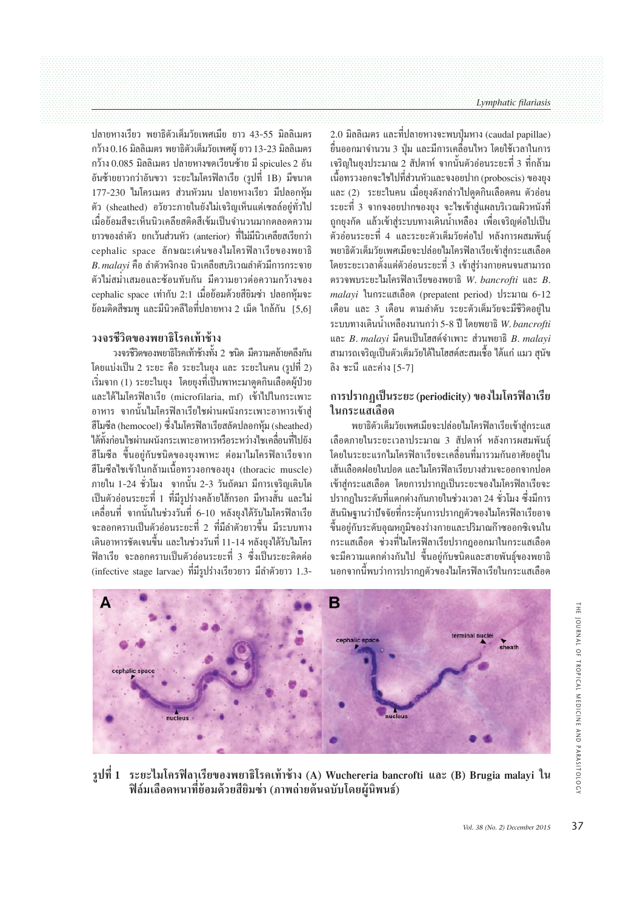ปลายหางเรียว พยาธิตัวเต็มวัยเพศเมีย ยาว 43-55 มิลลิเมตร กว้าง 0.16 มิลลิเมตร พยาธิตัวเต็มวัยเพศผู้ ยาว 13-23 มิลลิเมตร กว้าง 0.085 มิลลิเมตร ปลายหางขดเวียนซ้าย มี spicules 2 อัน อันซ้ายยาวกว่าอันขวา ระยะไมโครฟิลาเรีย (รูปที่ 1B) มีขนาด 177-230 ไมโครเมตร ส่วนหัวมน ปลายหางเรียว มีปลอกหุ้มตัว (sheathed) อวัยวะภายในยังไม่เจริญเห็นแต่เซลล์อยู่ทั่วไป เมื่อย้อมสีจะเห็นนิวเคลียสติดสีเข้มเป็นจำนวนมากตลอดความยาวของลำตัว ยกเว้นส่วนหัว (anterior) ที่ไม่มีนิวเคลียสเรียกว่า cephalic space ลักษณะเด่นของไมโครฟิลาเรียของพยาธิ *B. malayi* คือ ลำตัวหงิกงอ นิวเคลียสบริเวณลำตัวมีการกระจายตัวไม่สม่ำเสมอและซ้อนทับกัน มีความยาวต่อความกว้างของ cephalic space เท่ากับ 2:1 เมื่อย้อมด้วยสียิมซ่า ปลอกหุ้มจะย้อมติดสีชมพู และมีนิวคลีไอที่ปลายหาง 2 เม็ด ใกล้กัน [5,6]

## วงจรชีวิตของพยาธิโรคเท้าช้าง

วงจรชีวิตของพยาธิโรคเท้าช้างทั้ง 2 ชนิด มีความคล้ายคลึงกัน โดยแบ่งเป็น 2 ระยะ คือ ระยะในยุง และ ระยะในคน (รูปที่ 2) เริ่มจาก (1) ระยะในยุง โดยยุงที่เป็นพาหะมาดูดกินเลือดผู้ป่วยและได้ไมโครฟิลาเรีย (microfilaria, mf) เข้าไปในกระเพาะอาหาร จากนั้นไมโครฟิลาเรียไชผ่านผนังกระเพาะอาหารเข้าสู่ฮีโมซีล (hemocoel) ซึ่งไมโครฟิลาเรียสลัดปลอกหุ้ม (sheathed) ได้ทั้งก่อนไชผ่านผนังกระเพาะอาหารหรือระหว่างไชเคลื่อนที่ไปยังฮีโมซีล ขึ้นอยู่กับชนิดของยุงพาหะ ต่อมาไมโครฟิลาเรียจากฮีโมซีลไชเข้าในกล้ามเนื้อทรวงอกของยุง (thoracic muscle) ภายใน 1-24 ชั่วโมง จากนั้น 2-3 วันถัดมา มีการเจริญเติบโตเป็นตัวอ่อนระยะที่ 1 ที่มีรูปร่างคล้ายไส้กรอก มีหางสั้น และไม่เคลื่อนที่ จากนั้นในช่วงวันที่ 6-10 หลังยุงได้รับไมโครฟิลาเรียจะลอกคราบเป็นตัวอ่อนระยะที่ 2 ที่มีลำตัวยาวขึ้น มีระบบทางเดินอาหารชัดเจนขึ้น และในช่วงวันที่ 11-14 หลังยุงได้รับไมโครฟิลาเรีย จะลอกคราบเป็นตัวอ่อนระยะที่ 3 ซึ่งเป็นระยะติดต่อ (infective stage larvae) ที่มีรูปร่างเรียวยาว มีลำตัวยาว 1.3-2.0 มิลลิเมตร และที่ปลายหางจะพบปุ่มหาง (caudal papillae) ยื่นออกมาจำนวน 3 ปุ่ม และมีการเคลื่อนไหว โดยใช้เวลาในการเจริญในยุงประมาณ 2 สัปดาห์ จากนั้นตัวอ่อนระยะที่ 3 ที่กล้ามเนื้อทรวงอกจะไชไปที่ส่วนหัวและงวงยาปาก (proboscis) ของยุง และ (2) ระยะในคน เมื่อยุงดังกล่าวไปดูดกินเลือดคน ตัวอ่อนระยะที่ 3 จากงวงปากของยุง จะไชเข้าสู่แผลบริเวณผิวหนังที่ถูกยุงกัด แล้วเข้าสู่ระบบทางเดินน้ำเหลือง เพื่อเจริญต่อไปเป็นตัวอ่อนระยะที่ 4 และระยะตัวเต็มวัยต่อไป หลังการผสมพันธุ์พยาธิตัวเต็มวัยเพศเมียจะปล่อยไมโครฟิลาเรียเข้าสู่กระแสเลือด โดยระยะเวลาตั้งแต่ตัวอ่อนระยะที่ 3 เข้าสู่ร่างกายคนจนสามารถตรวจพบระยะไมโครฟิลาเรียของพยาธิ *W. bancrofti* และ *B. malayi* ในกระแสเลือด (prepatent period) ประมาณ 6-12 เดือน และ 3 เดือน ตามลำดับ ระยะตัวเต็มวัยจะมีชีวิตอยู่ในระบบทางเดินน้ำเหลืองนานกว่า 5-8 ปี โดยพยาธิ *W. bancrofti* และ *B. malayi* มีคนเป็นโฮสต์จำเพาะ ส่วนพยาธิ *B. malayi* สามารถเจริญเป็นตัวเต็มวัยได้ในโฮสต์สะสมเชื้อ ได้แก่ แมว สุนัข ลิง ชะนี และค่าง [5-7]

## การปรากฏเป็นระยะ (periodicity) ของไมโครฟิลาเรียในกระแสเลือด

พยาธิตัวเต็มวัยเพศเมียจะปล่อยไมโครฟิลาเรียเข้าสู่กระแสเลือดภายในระยะเวลาประมาณ 3 สัปดาห์ หลังการผสมพันธุ์ โดยในระยะแรกไมโครฟิลาเรียจะเคลื่อนที่มารวมกันอาศัยอยู่ในเส้นเลือดฝอยในปอด และไมโครฟิลาเรียบางส่วนจะออกจากปอดเข้าสู่กระแสเลือด โดยการปรากฏเป็นระยะของไมโครฟิลาเรียจะปรากฏในระดับที่แตกต่างกันภายในช่วงเวลา 24 ชั่วโมง ซึ่งมีการสันนิษฐานว่าปัจจัยที่กระตุ้นการปรากฏตัวของไมโครฟิลาเรียอาจขึ้นอยู่กับระดับอุณหภูมิของร่างกายและปริมาณก๊าซออกซิเจนในกระแสเลือด ช่วงที่ไมโครฟิลาเรียปรากฏออกมาในกระแสเลือดจะมีความแตกต่างกันไป ขึ้นอยู่กับชนิดและสายพันธุ์ของพยาธิ นอกจากนี้พบว่าการปรากฏตัวของไมโครฟิลาเรียในกระแสเลือด

**รูปที่ 1 ระยะไมโครฟิลาเรียของพยาธิโรคเท้าช้าง (A) Wuchereria bancrofti และ (B) Brugia malayi ในฟิล์มเลือดหนาที่ย้อมด้วยสียิมซ่า (ภาพถ่ายต้นฉบับโดยผู้นิพนธ์)**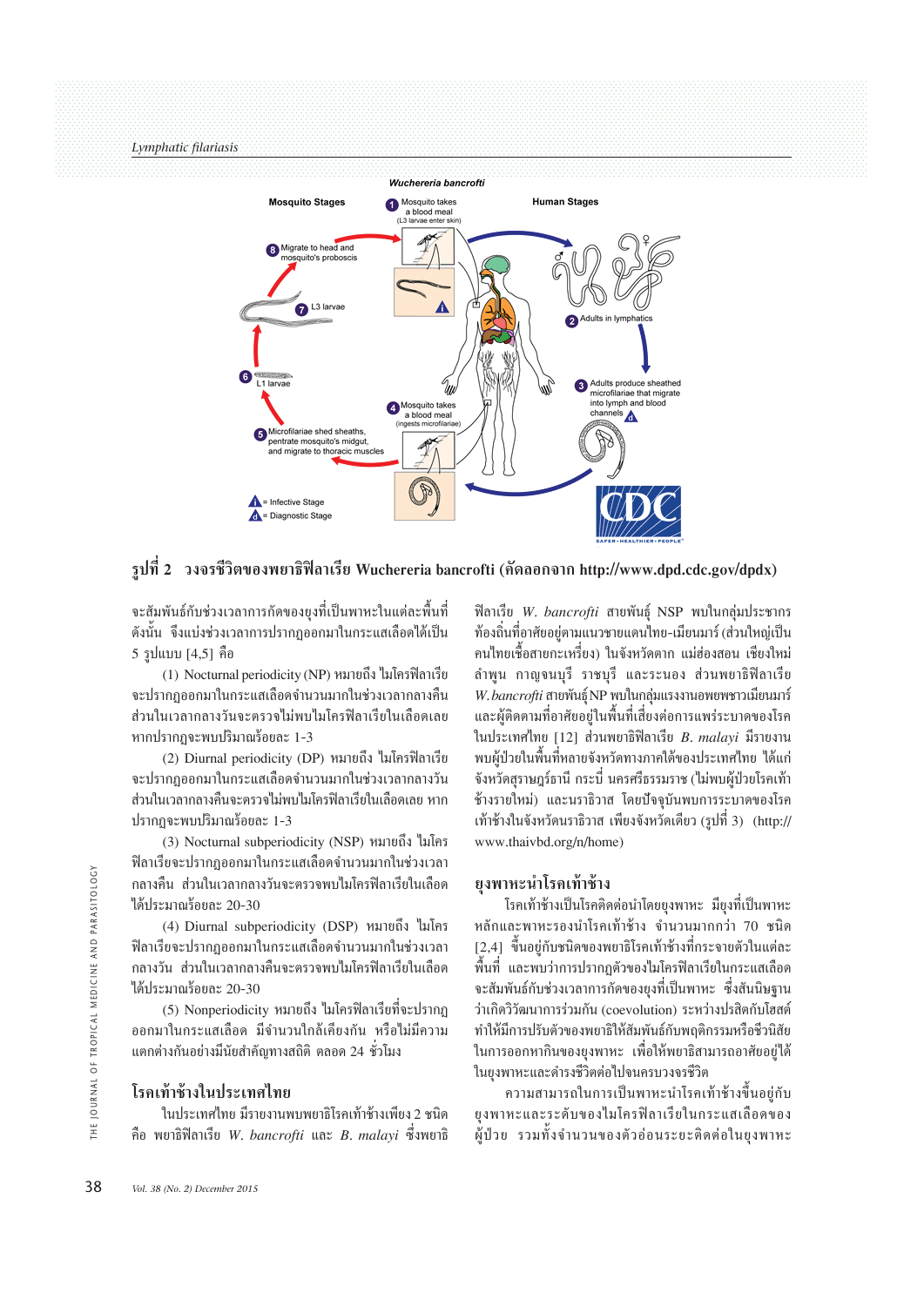รูปที่ 2 วงจรชีวิตของพยาธิฟิลาเรีย Wuchereria bancrofti (คัดลอกจาก http://www.dpd.cdc.gov/dpdx)

จะสัมพันธ์กับช่วงเวลาการกัดของยุงที่เป็นพาหะในแต่ละพื้นที่ ดังนั้น จึงแบ่งช่วงเวลาการปรากฏออกมาในกระแสเลือดได้เป็น 5 รูปแบบ [4,5] คือ

(1) Nocturnal periodicity (NP) หมายถึง ไมโครฟิลาเรียจะปรากฏออกมาในกระแสเลือดจำนวนมากในช่วงเวลากลางคืน ส่วนในเวลากลางวันจะตรวจไม่พบไมโครฟิลาเรียในเลือดเลย หากปรากฏจะพบปริมาณร้อยละ 1-3

(2) Diurnal periodicity (DP) หมายถึง ไมโครฟิลาเรียจะปรากฏออกมาในกระแสเลือดจำนวนมากในช่วงเวลากลางวัน ส่วนในเวลากลางคืนจะตรวจไม่พบไมโครฟิลาเรียในเลือดเลย หากปรากฏจะพบปริมาณร้อยละ 1-3

(3) Nocturnal subperiodicity (NSP) หมายถึง ไมโครฟิลาเรียจะปรากฏออกมาในกระแสเลือดจำนวนมากในช่วงเวลากลางคืน ส่วนในเวลากลางวันจะตรวจพบไมโครฟิลาเรียในเลือดได้ประมาณร้อยละ 20-30

(4) Diurnal subperiodicity (DSP) หมายถึง ไมโครฟิลาเรียจะปรากฏออกมาในกระแสเลือดจำนวนมากในช่วงเวลากลางวัน ส่วนในเวลากลางคืนจะตรวจพบไมโครฟิลาเรียในเลือดได้ประมาณร้อยละ 20-30

(5) Nonperiodicity หมายถึง ไมโครฟิลาเรียที่จะปรากฏออกมาในกระแสเลือด มีจำนวนใกล้เคียงกัน หรือไม่มีความแตกต่างกันอย่างมีนัยสำคัญทางสถิติ ตลอด 24 ชั่วโมง

## โรคเท้าช้างในประเทศไทย

ในประเทศไทย มีรายงานพบพยาธิโรคเท้าช้างเพียง 2 ชนิด คือ พยาธิฟิลาเรีย *W. bancrofti* และ *B. malayi* ซึ่งพยาธิฟิลาเรีย *W. bancrofti* สายพันธุ์ NSP พบในกลุ่มประชากรท้องถิ่นที่อาศัยอยู่ตามแนวชายแดนไทย-เมียนมาร์ (ส่วนใหญ่เป็นคนไทยเชื้อสายกะเหรี่ยง) ในจังหวัดตาก แม่ฮ่องสอน เชียงใหม่ ลำพูน กาญจนบุรี ราชบุรี และระนอง ส่วนพยาธิฟิลาเรีย *W. bancrofti* สายพันธุ์ NP พบในกลุ่มแรงงานอพยพชาวเมียนมาร์และผู้ติดตามที่อาศัยอยู่ในพื้นที่เสี่ยงต่อการแพร่ระบาดของโรคในประเทศไทย [12] ส่วนพยาธิฟิลาเรีย *B. malayi* มีรายงานพบผู้ป่วยในพื้นที่หลายจังหวัดทางภาคใต้ของประเทศไทย ได้แก่ จังหวัดสุราษฎร์ธานี กระบี่ นครศรีธรรมราช (ไม่พบผู้ป่วยโรคเท้าช้างรายใหม่) และนราธิวาส โดยปัจจุบันพบการระบาดของโรคเท้าช้างในจังหวัดนราธิวาส เพียงจังหวัดเดียว (รูปที่ 3) (http://www.thaivbd.org/n/home)

## ยุงพาหะนำโรคเท้าช้าง

โรคเท้าช้างเป็นโรคติดต่อนำโดยยุงพาหะ มียุงที่เป็นพาหะหลักและพาหะรองนำโรคเท้าช้าง จำนวนมากกว่า 70 ชนิด [2,4] ขึ้นอยู่กับชนิดของพยาธิโรคเท้าช้างที่กระจายตัวในแต่ละพื้นที่ และพบว่าการปรากฏตัวของไมโครฟิลาเรียในกระแสเลือดจะสัมพันธ์กับช่วงเวลาการกัดของยุงที่เป็นพาหะ ซึ่งสันนิษฐานว่าเกิดวิวัฒนาการร่วมกัน (coevolution) ระหว่างปรสิตกับโฮสต์ ทำให้มีการปรับตัวของพยาธิให้สัมพันธ์กับพฤติกรรมหรือชีวนิสัยในการออกหากินของยุงพาหะ เพื่อให้พยาธิสามารถอาศัยอยู่ได้ในยุงพาหะและดำรงชีวิตต่อไปจนครบวงจรชีวิต

ความสามารถในการเป็นพาหะนำโรคเท้าช้างขึ้นอยู่กับยุงพาหะและระดับของไมโครฟิลาเรียในกระแสเลือดของผู้ป่วย รวมทั้งจำนวนของตัวอ่อนระยะติดต่อในยุงพาหะ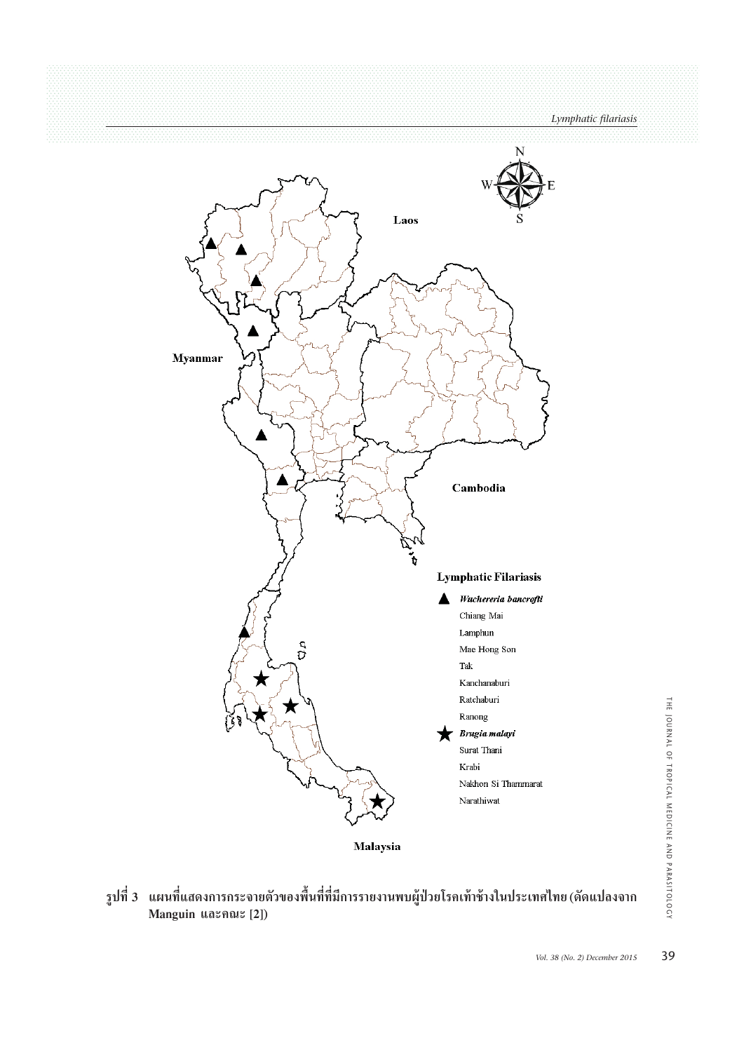Laos

Myanmar

Cambodia

Malaysia

**Lymphatic Filariasis**

▲ ***Wuchereria bancrofti***

Chiang Mai

Lamphun

Mae Hong Son

Tak

Kanchanaburi

Ratchaburi

Ranong

★ ***Brugia malayi***

Surat Thani

Krabi

Nakhon Si Thammarat

Narathiwat

**รูปที่ 3 แผนที่แสดงการกระจายตัวของพื้นที่ที่มีการรายงานพบผู้ป่วยโรคเท้าช้างในประเทศไทย (ดัดแปลงจาก Manguin และคณะ [2])**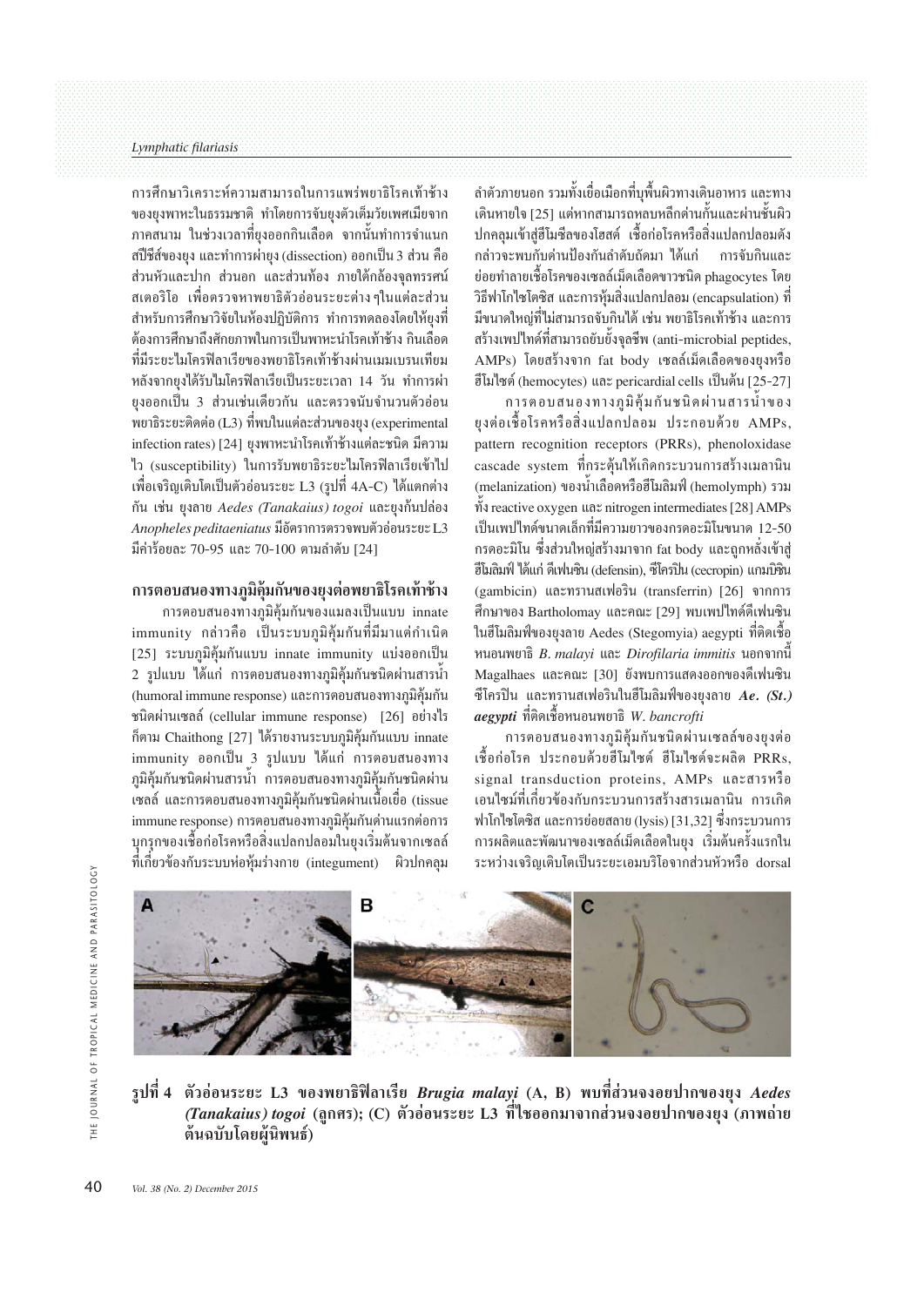การศึกษาวิเคราะห์ความสามารถในการแพร่พยาธิโรคเท้าช้างของยุงพาหะในธรรมชาติ ทำโดยการจับยุงตัวเต็มวัยเพศเมียจากภาคสนาม ในช่วงเวลาที่ยุงออกกินเลือด จากนั้นทำการจำแนกสปีชีส์ของยุง และทำการผ่ายุง (dissection) ออกเป็น 3 ส่วน คือ ส่วนหัวและปาก ส่วนอก และส่วนท้อง ภายใต้กล้องจุลทรรศน์สเตอริโอ เพื่อตรวจหาพยาธิตัวอ่อนระยะต่าง ๆในแต่ละส่วน สำหรับการศึกษาวิจัยในห้องปฏิบัติการ ทำการทดลองโดยให้ยุงที่ต้องการศึกษาถึงศักยภาพในการเป็นพาหะนำโรคเท้าช้าง กินเลือดที่มีระยะไมโครฟิลาเรียของพยาธิโรคเท้าช้างผ่านเมมเบรนเทียม หลังจากยุงได้รับไมโครฟิลาเรียเป็นระยะเวลา 14 วัน ทำการผ่ายุงออกเป็น 3 ส่วนเช่นเดียวกัน และตรวจนับจำนวนตัวอ่อนพยาธิระยะติดต่อ (L3) ที่พบในแต่ละส่วนของยุง (experimental infection rates) [24] ยุงพาหะนำโรคเท้าช้างแต่ละชนิด มีความไว (susceptibility) ในการรับพยาธิระยะไมโครฟิลาเรียเข้าไปเพื่อเจริญเติบโตเป็นตัวอ่อนระยะ L3 (รูปที่ 4A-C) ได้แตกต่างกัน เช่น ยุงลาย *Aedes (Tanakaius) togoi* และยุงก้นปล่อง *Anopheles peditaeniatus* มีอัตราการตรวจพบตัวอ่อนระยะ L3 มีค่าร้อยละ 70-95 และ 70-100 ตามลำดับ [24]

## การตอบสนองทางภูมิคุ้มกันของยุงต่อพยาธิโรคเท้าช้าง

การตอบสนองทางภูมิคุ้มกันของแมลงเป็นแบบ innate immunity กล่าวคือ เป็นระบบภูมิคุ้มกันที่มีมาแต่กำเนิด [25] ระบบภูมิคุ้มกันแบบ innate immunity แบ่งออกเป็น 2 รูปแบบ ได้แก่ การตอบสนองทางภูมิคุ้มกันชนิดผ่านสารน้ำ (humoral immune response) และการตอบสนองทางภูมิคุ้มกันชนิดผ่านเซลล์ (cellular immune response) [26] อย่างไรก็ตาม Chaithong [27] ได้รายงานระบบภูมิคุ้มกันแบบ innate immunity ออกเป็น 3 รูปแบบ ได้แก่ การตอบสนองทางภูมิคุ้มกันชนิดผ่านสารน้ำ การตอบสนองทางภูมิคุ้มกันชนิดผ่านเซลล์ และการตอบสนองทางภูมิคุ้มกันชนิดผ่านเนื้อเยื่อ (tissue immune response) การตอบสนองทางภูมิคุ้มกันด่านแรกต่อการบุกรุกของเชื้อก่อโรคหรือสิ่งแปลกปลอมในยุงเริ่มต้นจากเซลล์ที่เกี่ยวข้องกับระบบห่อหุ้มร่างกาย (integument) ผิวปกคลุมลำตัวภายนอก รวมทั้งเยื่อเมือกที่บุพื้นผิวทางเดินอาหาร และทางเดินหายใจ [25] แต่หากสามารถหลบหลีกด่านกั้นและผ่านชั้นผิวปกคลุมเข้าสู่ฮีโมซีลของโฮสต์ เชื้อก่อโรคหรือสิ่งแปลกปลอมดังกล่าวจะพบกับด่านป้องกันลำดับถัดมา ได้แก่ การจับกินและย่อยทำลายเชื้อโรคของเซลล์เม็ดเลือดขาวชนิด phagocytes โดยวิธีฟาโกไซโตซิส และการหุ้มสิ่งแปลกปลอม (encapsulation) ที่มีขนาดใหญ่ที่ไม่สามารถจับกินได้ เช่น พยาธิโรคเท้าช้าง และการสร้างเพปไทด์ที่สามารถยับยั้งจุลชีพ (anti-microbial peptides, AMPs) โดยสร้างจาก fat body เซลล์เม็ดเลือดของยุงหรือฮีโมไซต์ (hemocytes) และ pericardial cells เป็นต้น [25-27]

การตอบสนองทางภูมิคุ้มกันชนิดผ่านสารน้ำของยุงต่อเชื้อโรคหรือสิ่งแปลกปลอม ประกอบด้วย AMPs, pattern recognition receptors (PRRs), phenoloxidase cascade system ที่กระตุ้นให้เกิดกระบวนการสร้างเมลานิน (melanization) ของน้ำเลือดหรือฮีโมลิมฟ์ (hemolymph) รวมทั้ง reactive oxygen และ nitrogen intermediates [28] AMPs เป็นเพปไทด์ขนาดเล็กที่มีความยาวของกรดอะมิโนขนาด 12-50 กรดอะมิโน ซึ่งส่วนใหญ่สร้างมาจาก fat body และถูกหลั่งเข้าสู่ฮีโมลิมฟ์ ได้แก่ ดีเฟนซิน (defensin), ซีโครปิน (cecropin) แกมบิซิน (gambicin) และทรานสเฟอริน (transferrin) [26] จากการศึกษาของ Bartholomay และคณะ [29] พบเพปไทด์ดีเฟนซินในฮีโมลิมฟ์ของยุงลาย Aedes (Stegomyia) aegypti ที่ติดเชื้อหนอนพยาธิ *B. malayi* และ *Dirofilaria immitis* นอกจากนี้ Magalhaes และคณะ [30] ยังพบการแสดงออกของดีเฟนซิน ซีโครปิน และทรานสเฟอรินในฮีโมลิมฟ์ของยุงลาย ***Ae. (St.) aegypti*** ที่ติดเชื้อหนอนพยาธิ *W. bancrofti*

การตอบสนองทางภูมิคุ้มกันชนิดผ่านเซลล์ของยุงต่อเชื้อก่อโรค ประกอบด้วยฮีโมไซต์ ฮีโมไซต์จะผลิต PRRs, signal transduction proteins, AMPs และสารหรือเอนไซม์ที่เกี่ยวข้องกับกระบวนการสร้างสารเมลานิน การเกิดฟาโกไซโตซิส และการย่อยสลาย (lysis) [31,32] ซึ่งกระบวนการการผลิตและพัฒนาของเซลล์เม็ดเลือดในยุง เริ่มต้นครั้งแรกในระหว่างเจริญเติบโตเป็นระยะเอมบริโอจากส่วนหัวหรือ dorsal

**รูปที่ 4 ตัวอ่อนระยะ L3 ของพยาธิฟิลาเรีย *Brugia malayi* (A, B) พบที่ส่วนงวงอยปากของยุง *Aedes (Tanakaius) togoi* (ลูกศร); (C) ตัวอ่อนระยะ L3 ที่ไชออกมาจากส่วนงวงอยปากของยุง (ภาพถ่ายต้นฉบับโดยผู้นิพนธ์)**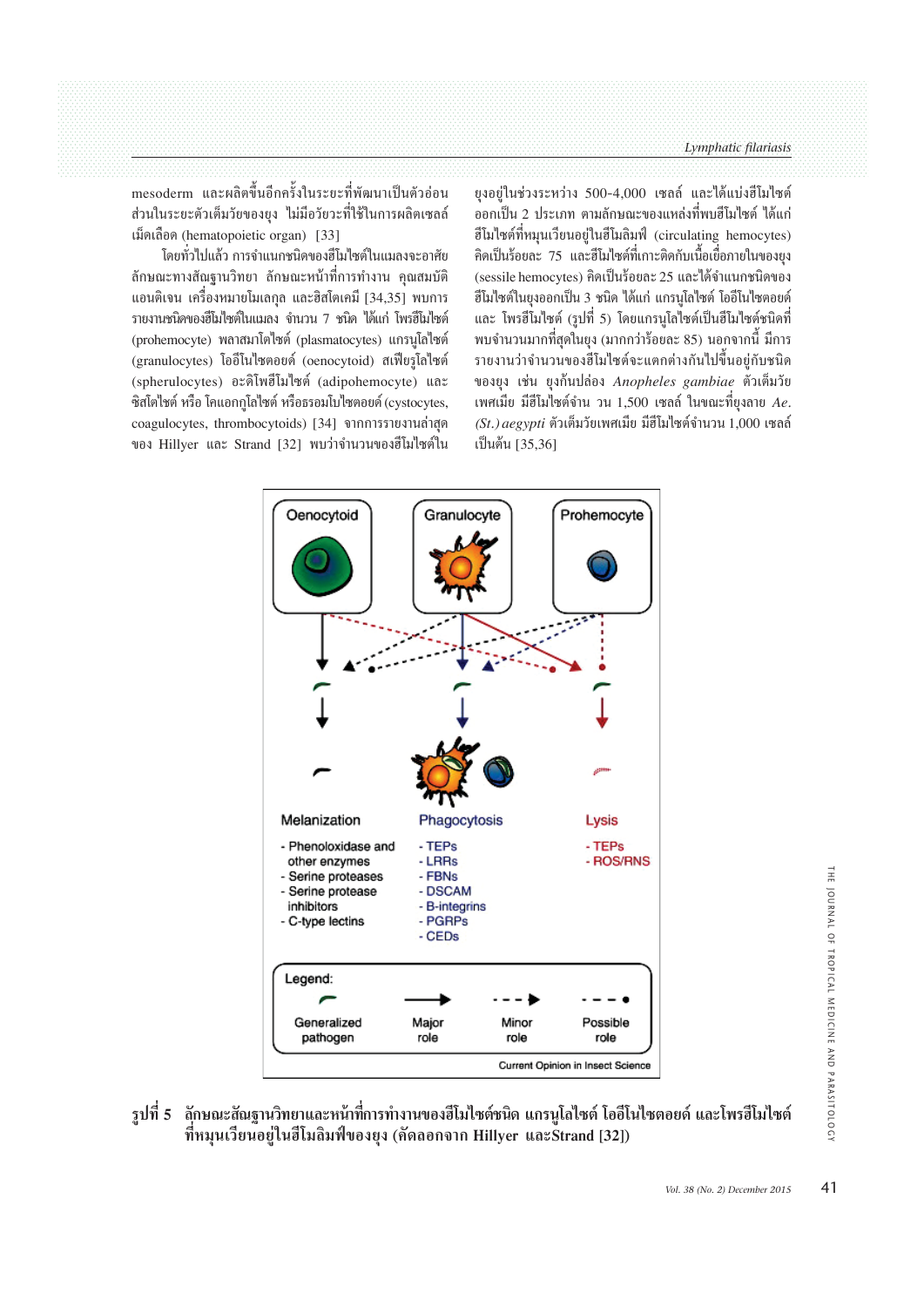mesoderm และผลิตขึ้นอีกครั้งในระยะที่พัฒนาเป็นตัวอ่อน ส่วนในระยะตัวเต็มวัยของยุง ไม่มีอวัยวะที่ใช้ในการผลิตเซลล์เม็ดเลือด (hematopoietic organ) [33]

โดยทั่วไปแล้ว การจำแนกชนิดของฮีโมไซต์ในแมลงจะอาศัยลักษณะทางสัณฐานวิทยา ลักษณะหน้าที่การทำงาน คุณสมบัติแอนติเจน เครื่องหมายโมเลกุล และฮิสโตเคมี [34,35] พบการรายงานชนิดของฮีโมไซต์ในแมลง จำนวน 7 ชนิด ได้แก่ โพรฮีโมไซต์ (prohemocyte) พลาสมาโตไซต์ (plasmatocytes) แกรนูโลไซต์ (granulocytes) โออีโนไซตอยด์ (oenocytoid) สเฟียรูโลไซต์ (spherulocytes) อะดิโพฮีโมไซต์ (adipohemocyte) และซิสโตไซต์ หรือ โคแอกกูโลไซต์ หรือธรอมโบไซตอยด์ (cystocytes, coagulocytes, thrombocytoids) [34] จากการรายงานล่าสุดของ Hillyer และ Strand [32] พบว่าจำนวนของฮีโมไซต์ในยุงอยู่ในช่วงระหว่าง 500-4,000 เซลล์ และได้แบ่งฮีโมไซต์ออกเป็น 2 ประเภท ตามลักษณะของแหล่งที่พบฮีโมไซต์ ได้แก่ ฮีโมไซต์ที่หมุนเวียนอยู่ในฮีโมลิมฟ์ (circulating hemocytes) คิดเป็นร้อยละ 75 และฮีโมไซต์ที่เกาะติดกับเนื้อเยื่อภายในของยุง (sessile hemocytes) คิดเป็นร้อยละ 25 และได้จำแนกชนิดของฮีโมไซต์ในยุงออกเป็น 3 ชนิด ได้แก่ แกรนูโลไซต์ โออีโนไซตอยด์ และ โพรฮีโมไซต์ (รูปที่ 5) โดยแกรนูโลไซต์เป็นฮีโมไซต์ชนิดที่พบจำนวนมากที่สุดในยุง (มากกว่าร้อยละ 85) นอกจากนี้ มีการรายงานว่าจำนวนของฮีโมไซต์จะแตกต่างกันไปขึ้นอยู่กับชนิดของยุง เช่น ยุงก้นปล่อง *Anopheles gambiae* ตัวเต็มวัยเพศเมีย มีฮีโมไซต์จำน วน 1,500 เซลล์ ในขณะที่ยุงลาย *Ae. (St.) aegypti* ตัวเต็มวัยเพศเมีย มีฮีโมไซต์จำนวน 1,000 เซลล์ เป็นต้น [35,36]

Oenocytoid | Granulocyte | Prohemocyte

| Melanization | Phagocytosis | Lysis |
|---|---|---|
| - Phenoloxidase and other enzymes | - TEPs | - TEPs |
| - Serine proteases | - LRRs | - ROS/RNS |
| - Serine protease inhibitors | - FBNs | |
| - C-type lectins | - DSCAM | |
| | - B-integrins | |
| | - PGRPs | |
| | - CEDs | |

Legend: Generalized pathogen; Major role; Minor role; Possible role

Current Opinion in Insect Science

**รูปที่ 5** ลักษณะสัณฐานวิทยาและหน้าที่การทำงานของฮีโมไซต์ชนิด แกรนูโลไซต์ โออีโนไซตอยด์ และโพรฮีโมไซต์ที่หมุนเวียนอยู่ในฮีโมลิมฟ์ของยุง (คัดลอกจาก Hillyer และStrand [32])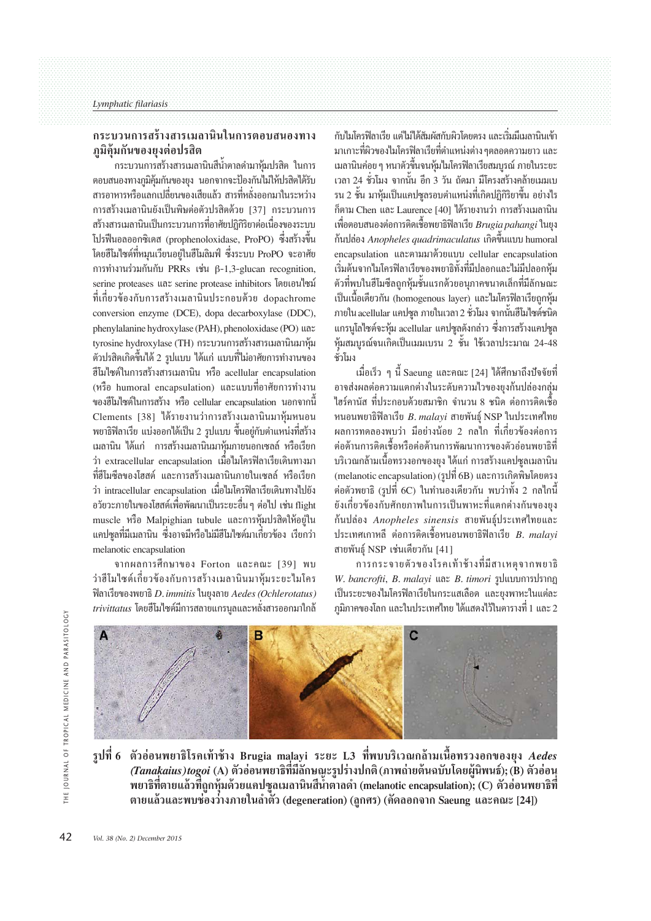## กระบวนการสร้างสารเมลานินในการตอบสนองทางภูมิคุ้มกันของยุงต่อปรสิต

กระบวนการสร้างสารเมลานินสีน้ำตาลดำมาหุ้มปรสิต ในการตอบสนองทางภูมิคุ้มกันของยุง นอกจากจะป้องกันไม่ให้ปรสิตได้รับสารอาหารหรือแลกเปลี่ยนของเสียแล้ว สารที่หลั่งออกมาในระหว่างการสร้างเมลานินยังเป็นพิษต่อตัวปรสิตด้วย [37] กระบวนการสร้างสารเมลานินเป็นกระบวนการที่อาศัยปฏิกิริยาต่อเนื่องของระบบโปรฟีนอลออกซิเดส (prophenoloxidase, ProPO) ซึ่งสร้างขึ้นโดยฮีโมไซต์ที่หมุนเวียนอยู่ในฮีโมลิมฟ์ ซึ่งระบบ ProPO จะอาศัยการทำงานร่วมกันกับ PRRs เช่น β-1,3-glucan recognition, serine proteases และ serine protease inhibitors โดยเอนไซม์ที่เกี่ยวข้องกับการสร้างเมลานินประกอบด้วย dopachrome conversion enzyme (DCE), dopa decarboxylase (DDC), phenylalanine hydroxylase (PAH), phenoloxidase (PO) และ tyrosine hydroxylase (TH) กระบวนการสร้างสารเมลานินมาหุ้มตัวปรสิตเกิดขึ้นได้ 2 รูปแบบ ได้แก่ แบบที่ไม่อาศัยการทำงานของฮีโมไซต์ในการสร้างสารเมลานิน หรือ acellular encapsulation (หรือ humoral encapsulation) และแบบที่อาศัยการทำงานของฮีโมไซต์ในการสร้าง หรือ cellular encapsulation นอกจากนี้ Clements [38] ได้รายงานว่าการสร้างเมลานินมาหุ้มหนอนพยาธิฟิลาเรีย แบ่งออกได้เป็น 2 รูปแบบ ขึ้นอยู่กับตำแหน่งที่สร้างเมลานิน ได้แก่ การสร้างเมลานินมาหุ้มภายนอกเซลล์ หรือเรียกว่า extracellular encapsulation เมื่อไมโครฟิลาเรียเดินทางมาที่ฮีโมซีลของโฮสต์ และการสร้างเมลานินภายในเซลล์ หรือเรียกว่า intracellular encapsulation เมื่อไมโครฟิลาเรียเดินทางไปยังอวัยวะภายในของโฮสต์เพื่อพัฒนาเป็นระยะอื่นๆ ต่อไป เช่น flight muscle หรือ Malpighian tubule และการหุ้มปรสิตให้อยู่ในแคปซูลที่มีเมลานิน ซึ่งอาจมีหรือไม่มีฮีโมไซต์มาเกี่ยวข้อง เรียกว่า melanotic encapsulation

จากผลการศึกษาของ Forton และคณะ [39] พบว่าฮีโมไซต์เกี่ยวข้องกับการสร้างเมลานินมาหุ้มระยะไมโครฟิลาเรียของพยาธิ *D. immitis* ในยุงลาย *Aedes (Ochlerotatus) trivittatus* โดยฮีโมไซต์มีการสลายแกรนูลและหลั่งสารออกมาใกล้กับไมโครฟิลาเรีย แต่ไม่ได้สัมผัสกับผิวโดยตรง และเริ่มมีเมลานินเข้ามาเกาะที่ผิวของไมโครฟิลาเรียที่ตำแหน่งต่าง ๆ ตลอดความยาว และเมลานินค่อย ๆ หนาตัวขึ้นจนหุ้มไมโครฟิลาเรียสมบูรณ์ ภายในระยะเวลา 24 ชั่วโมง จากนั้น อีก 3 วัน ถัดมา มีโครงสร้างคล้ายเมมเบรน 2 ชั้น มาหุ้มเป็นแคปซูลรอบตำแหน่งที่เกิดปฏิกิริยาขึ้น อย่างไรก็ตาม Chen และ Laurence [40] ได้รายงานว่า การสร้างเมลานินเพื่อตอบสนองต่อการติดเชื้อพยาธิฟิลาเรีย *Brugia pahangi* ในยุงก้นปล่อง *Anopheles quadrimaculatus* เกิดขึ้นแบบ humoral encapsulation และตามมาด้วยแบบ cellular encapsulation เริ่มต้นจากไมโครฟิลาเรียของพยาธิทั้งที่มีปลอกและไม่มีปลอกหุ้มตัวที่พบในฮีโมซีลถูกหุ้มชั้นแรกด้วยอนุภาคขนาดเล็กที่มีลักษณะเป็นเนื้อเดียวกัน (homogenous layer) และไมโครฟิลาเรียถูกหุ้มภายใน acellular แคปซูล ภายในเวลา 2 ชั่วโมง จากนั้นฮีโมไซต์ชนิดแกรนูโลไซต์จะหุ้ม acellular แคปซูลดังกล่าว ซึ่งการสร้างแคปซูลหุ้มสมบูรณ์จนเกิดเป็นเมมเบรน 2 ชั้น ใช้เวลาประมาณ 24-48 ชั่วโมง

เมื่อเร็ว ๆ นี้ Saeung และคณะ [24] ได้ศึกษาถึงปัจจัยที่อาจส่งผลต่อความแตกต่างในระดับความไวของยุงก้นปล่องกลุ่มไฮร์คานัส ที่ประกอบด้วยสมาชิก จำนวน 8 ชนิด ต่อการติดเชื้อหนอนพยาธิฟิลาเรีย *B. malayi* สายพันธุ์ NSP ในประเทศไทย ผลการทดลองพบว่า มีอย่างน้อย 2 กลไก ที่เกี่ยวข้องต่อการต่อต้านการติดเชื้อหรือต่อต้านการพัฒนาการของตัวอ่อนพยาธิที่บริเวณกล้ามเนื้อทรวงอกของยุง ได้แก่ การสร้างแคปซูลเมลานิน (melanotic encapsulation) (รูปที่ 6B) และการเกิดพิษโดยตรงต่อตัวพยาธิ (รูปที่ 6C) ในทำนองเดียวกัน พบว่าทั้ง 2 กลไกนี้ยังเกี่ยวข้องกับศักยภาพในการเป็นพาหะที่แตกต่างกันของยุงก้นปล่อง *Anopheles sinensis* สายพันธุ์ประเทศไทยและประเทศเกาหลี ต่อการติดเชื้อหนอนพยาธิฟิลาเรีย *B. malayi* สายพันธุ์ NSP เช่นเดียวกัน [41]

การกระจายตัวของโรคเท้าช้างที่มีสาเหตุจากพยาธิ *W. bancrofti*, *B. malayi* และ *B. timori* รูปแบบการปรากฏเป็นระยะของไมโครฟิลาเรียในกระแสเลือด และยุงพาหะในแต่ละภูมิภาคของโลก และในประเทศไทย ได้แสดงไว้ในตารางที่ 1 และ 2

**รูปที่ 6** ตัวอ่อนพยาธิโรคเท้าช้าง Brugia malayi ระยะ L3 ที่พบบริเวณกล้ามเนื้อทรวงอกของยุง *Aedes (Tanakaius) togoi* (A) ตัวอ่อนพยาธิที่มีลักษณะรูปร่างปกติ (ภาพถ่ายต้นฉบับโดยผู้นิพนธ์); (B) ตัวอ่อนพยาธิที่ตายแล้วที่ถูกหุ้มด้วยแคปซูลเมลานินสีน้ำตาลดำ (melanotic encapsulation); (C) ตัวอ่อนพยาธิที่ตายแล้วและพบช่องว่างภายในลำตัว (degeneration) (ลูกศร) (คัดลอกจาก Saeung และคณะ [24])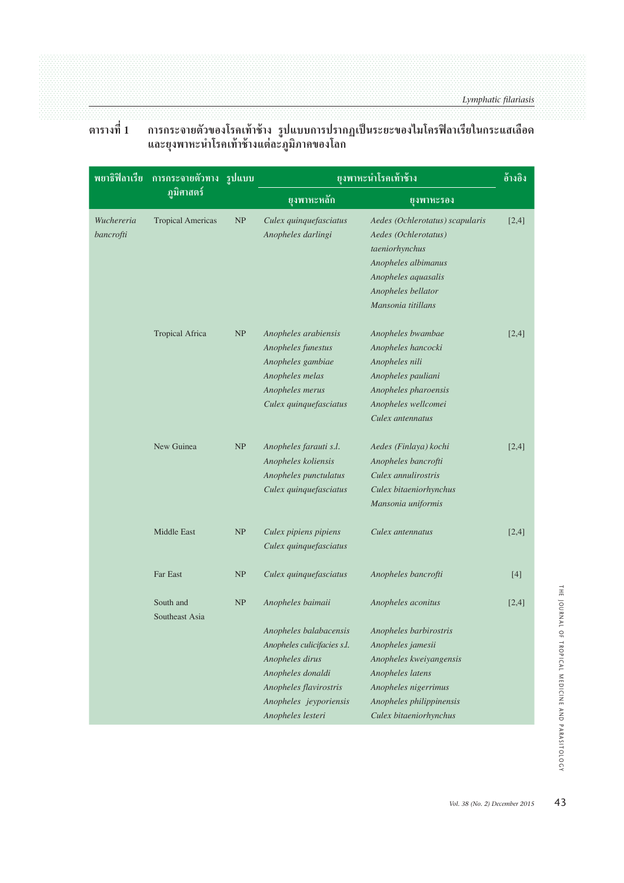ตารางที่ 1 การกระจายตัวของโรคเท้าช้าง รูปแบบการปรากฏเป็นระยะของไมโครฟิลาเรียในกระแสเลือด และยุงพาหะนำโรคเท้าช้างแต่ละภูมิภาคของโลก

| พยาธิฟิลาเรีย | การกระจายตัวทางภูมิศาสตร์ | รูปแบบ | ยุงพาหะนำโรคเท้าช้าง | | อ้างอิง |
|---|---|---|---|---|---|
| | | | ยุงพาหะหลัก | ยุงพาหะรอง | |
| *Wuchereria bancrofti* | Tropical Americas | NP | *Culex quinquefasciatus*<br>*Anopheles darlingi* | *Aedes (Ochlerotatus) scapularis*<br>*Aedes (Ochlerotatus) taeniorhynchus*<br>*Anopheles albimanus*<br>*Anopheles aquasalis*<br>*Anopheles bellator*<br>*Mansonia titillans* | [2,4] |
| | Tropical Africa | NP | *Anopheles arabiensis*<br>*Anopheles funestus*<br>*Anopheles gambiae*<br>*Anopheles melas*<br>*Anopheles merus*<br>*Culex quinquefasciatus* | *Anopheles bwambae*<br>*Anopheles hancocki*<br>*Anopheles nili*<br>*Anopheles pauliani*<br>*Anopheles pharoensis*<br>*Anopheles wellcomei*<br>*Culex antennatus* | [2,4] |
| | New Guinea | NP | *Anopheles farauti s.l.*<br>*Anopheles koliensis*<br>*Anopheles punctulatus*<br>*Culex quinquefasciatus* | *Aedes (Finlaya) kochi*<br>*Anopheles bancrofti*<br>*Culex annulirostris*<br>*Culex bitaeniorhynchus*<br>*Mansonia uniformis* | [2,4] |
| | Middle East | NP | *Culex pipiens pipiens*<br>*Culex quinquefasciatus* | *Culex antennatus* | [2,4] |
| | Far East | NP | *Culex quinquefasciatus* | *Anopheles bancrofti* | [4] |
| | South and Southeast Asia | NP | *Anopheles baimaii*<br><br>*Anopheles balabacensis*<br>*Anopheles culicifacies s.l.*<br>*Anopheles dirus*<br>*Anopheles donaldi*<br>*Anopheles flavirostris*<br>*Anopheles jeyporiensis*<br>*Anopheles lesteri* | *Anopheles aconitus*<br><br>*Anopheles barbirostris*<br>*Anopheles jamesii*<br>*Anopheles kweiyangensis*<br>*Anopheles latens*<br>*Anopheles nigerrimus*<br>*Anopheles philippinensis*<br>*Culex bitaeniorhynchus* | [2,4] |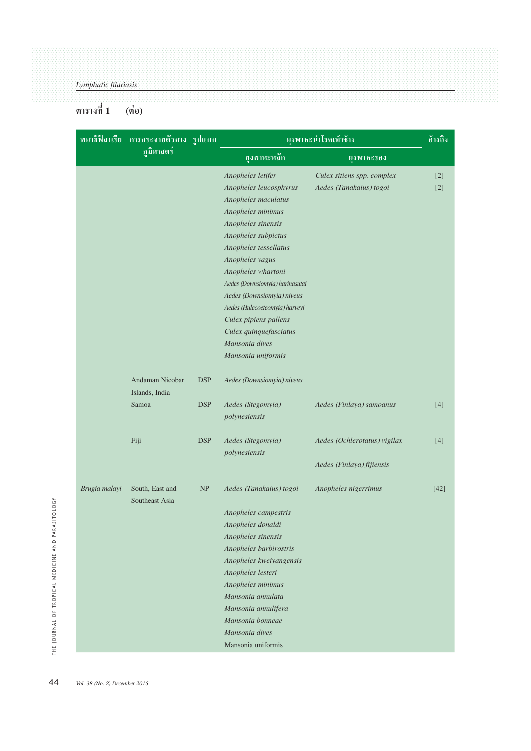ตารางที่ 1 (ต่อ)

| พยาธิฟิลาเรีย | การกระจายตัวทางภูมิศาสตร์ | รูปแบบ | ยุงพาหะนำโรคเท้าช้าง | | อ้างอิง |
|---|---|---|---|---|---|
| | | | ยุงพาหะหลัก | ยุงพาหะรอง | |
| | | | *Anopheles letifer* | *Culex sitiens spp. complex* | [2] |
| | | | *Anopheles leucosphyrus* | *Aedes (Tanakaius) togoi* | [2] |
| | | | *Anopheles maculatus* | | |
| | | | *Anopheles minimus* | | |
| | | | *Anopheles sinensis* | | |
| | | | *Anopheles subpictus* | | |
| | | | *Anopheles tessellatus* | | |
| | | | *Anopheles vagus* | | |
| | | | *Anopheles whartoni* | | |
| | | | *Aedes (Downsiomyia) harinasutai* | | |
| | | | *Aedes (Downsiomyia) niveus* | | |
| | | | *Aedes (Hulecoeteomyia) harveyi* | | |
| | | | *Culex pipiens pallens* | | |
| | | | *Culex quinquefasciatus* | | |
| | | | *Mansonia dives* | | |
| | | | *Mansonia uniformis* | | |
| | Andaman Nicobar Islands, India | DSP | *Aedes (Downsiomyia) niveus* | | |
| | Samoa | DSP | *Aedes (Stegomyia) polynesiensis* | *Aedes (Finlaya) samoanus* | [4] |
| | Fiji | DSP | *Aedes (Stegomyia) polynesiensis* | *Aedes (Ochlerotatus) vigilax* | [4] |
| | | | | *Aedes (Finlaya) fijiensis* | |
| *Brugia malayi* | South, East and Southeast Asia | NP | *Aedes (Tanakaius) togoi* | *Anopheles nigerrimus* | [42] |
| | | | *Anopheles campestris* | | |
| | | | *Anopheles donaldi* | | |
| | | | *Anopheles sinensis* | | |
| | | | *Anopheles barbirostris* | | |
| | | | *Anopheles kweiyangensis* | | |
| | | | *Anopheles lesteri* | | |
| | | | *Anopheles minimus* | | |
| | | | *Mansonia annulata* | | |
| | | | *Mansonia annulifera* | | |
| | | | *Mansonia bonneae* | | |
| | | | *Mansonia dives* | | |
| | | | Mansonia uniformis | | |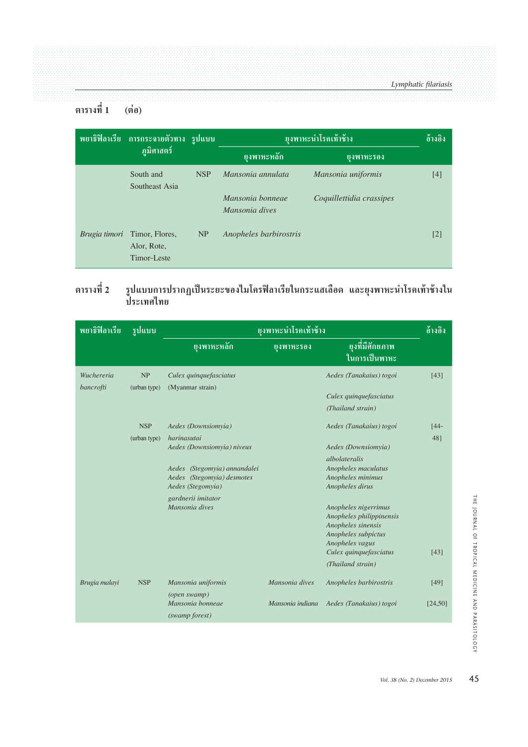ตารางที่ 1 (ต่อ)

| พยาธิฟิลาเรีย | การกระจายตัวทางภูมิศาสตร์ | รูปแบบ | ยุงพาหะนำโรคเท้าช้าง | | อ้างอิง |
|---|---|---|---|---|---|
| | | | ยุงพาหะหลัก | ยุงพาหะรอง | |
| | South and Southeast Asia | NSP | *Mansonia annulata* | *Mansonia uniformis* | [4] |
| | | | *Mansonia bonneae* *Mansonia dives* | *Coquillettidia crassipes* | |
| *Brugia timori* | Timor, Flores, Alor, Rote, Timor-Leste | NP | *Anopheles barbirostris* | | [2] |

ตารางที่ 2 รูปแบบการปรากฏเป็นระยะของไมโครฟิลาเรียในกระแสเลือด และยุงพาหะนำโรคเท้าช้างในประเทศไทย

| พยาธิฟิลาเรีย | รูปแบบ | ยุงพาหะนำโรคเท้าช้าง | | | อ้างอิง |
|---|---|---|---|---|---|
| | | ยุงพาหะหลัก | ยุงพาหะรอง | ยุงที่มีศักยภาพในการเป็นพาหะ | |
| *Wuchereria bancrofti* | NP (urban type) | *Culex quinquefasciatus* (Myanmar strain) | | *Aedes (Tanakaius) togoi* *Culex quinquefasciatus (Thailand strain)* | [43] |
| | NSP (urban type) | *Aedes (Downsiomyia) harinasutai* *Aedes (Downsiomyia) niveus* *Aedes (Stegomyia) annandalei* *Aedes (Stegomyia) desmotes* *Aedes (Stegomyia) gardnerii imitator* *Mansonia dives* | | *Aedes (Tanakaius) togoi* *Aedes (Downsiomyia) albolateralis* *Anopheles maculatus* *Anopheles minimus* *Anopheles dirus* *Anopheles nigerrimus* *Anopheles philippinensis* *Anopheles sinensis* *Anopheles subpictus* *Anopheles vagus* | [44-48] |
| | | | | *Culex quinquefasciatus (Thailand strain)* | [43] |
| *Brugia malayi* | NSP | *Mansonia uniformis (open swamp)* | *Mansonia dives* | *Anopheles barbirostris* | [49] |
| | | *Mansonia bonneae (swamp forest)* | *Mansonia indiana* | *Aedes (Tanakaius) togoi* | [24,50] |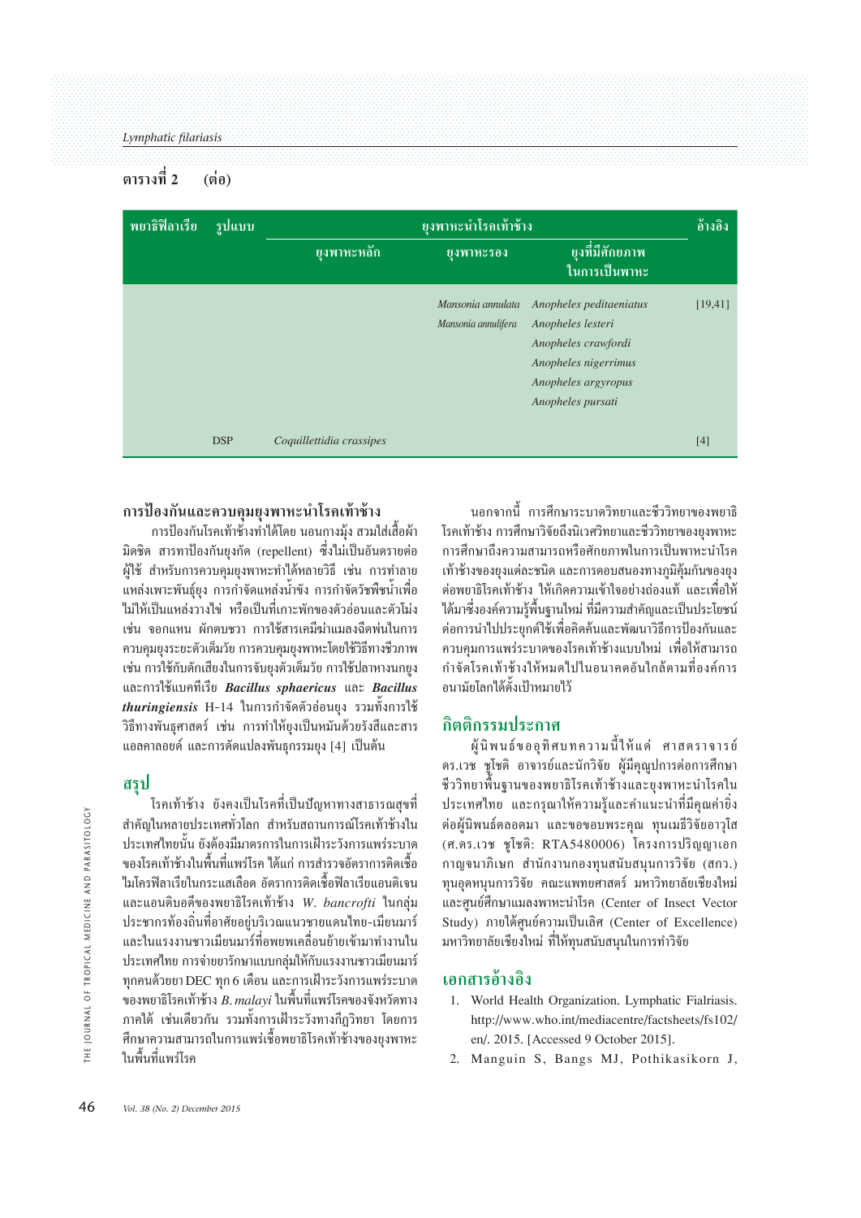ตารางที่ 2 (ต่อ)

| พยาธิฟิลาเรีย | รูปแบบ | ยุงพาหะนำโรคเท้าช้าง | | | อ้างอิง |
|---|---|---|---|---|---|
| | | ยุงพาหะหลัก | ยุงพาหะรอง | ยุงที่มีศักยภาพในการเป็นพาหะ | |
| | | | *Mansonia annulata*<br>*Mansonia annulifera* | *Anopheles peditaeniatus*<br>*Anopheles lesteri*<br>*Anopheles crawfordi*<br>*Anopheles nigerrimus*<br>*Anopheles argyropus*<br>*Anopheles pursati* | [19,41] |
| | DSP | *Coquillettidia crassipes* | | | [4] |

## การป้องกันและควบคุมยุงพาหะนำโรคเท้าช้าง

การป้องกันโรคเท้าช้างทำได้โดย นอนกางมุ้ง สวมใส่เสื้อผ้ามิดชิด สารทาป้องกันยุงกัด (repellent) ซึ่งไม่เป็นอันตรายต่อผู้ใช้ สำหรับการควบคุมยุงพาหะทำได้หลายวิธี เช่น การทำลายแหล่งเพาะพันธุ์ยุง การกำจัดแหล่งน้ำขัง การกำจัดวัชพืชน้ำเพื่อไม่ให้เป็นแหล่งวางไข่ หรือเป็นที่เกาะพักของตัวอ่อนและตัวโม่ง เช่น จอกแหน ผักตบชวา การใช้สารเคมีฆ่าแมลงฉีดพ่นในการควบคุมยุงระยะตัวเต็มวัย การควบคุมยุงพาหะโดยใช้วิธีทางชีวภาพ เช่น การใช้กับดักเสียงในการจับยุงตัวเต็มวัย การใช้ปลาหางนกยูง และการใช้แบคทีเรีย ***Bacillus sphaericus*** และ ***Bacillus thuringiensis*** H-14 ในการกำจัดตัวอ่อนยุง รวมทั้งการใช้วิธีทางพันธุศาสตร์ เช่น การทำให้ยุงเป็นหมันด้วยรังสีและสารแอลคาลอยด์ และการดัดแปลงพันธุกรรมยุง [4] เป็นต้น

## สรุป

โรคเท้าช้าง ยังคงเป็นโรคที่เป็นปัญหาทางสาธารณสุขที่สำคัญในหลายประเทศทั่วโลก สำหรับสถานการณ์โรคเท้าช้างในประเทศไทยนั้น ยังต้องมีมาตรการในการเฝ้าระวังการแพร่ระบาดของโรคเท้าช้างในพื้นที่แพร่โรค ได้แก่ การสำรวจอัตราการติดเชื้อไมโครฟิลาเรียในกระแสเลือด อัตราการติดเชื้อฟิลาเรียแอนติเจนและแอนติบอดีของพยาธิโรคเท้าช้าง *W. bancrofti* ในกลุ่มประชากรท้องถิ่นที่อาศัยอยู่บริเวณแนวชายแดนไทย-เมียนมาร์ และในแรงงานชาวเมียนมาร์ที่อพยพเคลื่อนย้ายเข้ามาทำงานในประเทศไทย การจ่ายยารักษาแบบกลุ่มให้กับแรงงานชาวเมียนมาร์ทุกคนด้วยยา DEC ทุก 6 เดือน และการเฝ้าระวังการแพร่ระบาดของพยาธิโรคเท้าช้าง *B. malayi* ในพื้นที่แพร่โรคของจังหวัดทางภาคใต้ เช่นเดียวกัน รวมทั้งการเฝ้าระวังทางกีฏวิทยา โดยการศึกษาความสามารถในการแพร่เชื้อพยาธิโรคเท้าช้างของยุงพาหะในพื้นที่แพร่โรค

นอกจากนี้ การศึกษาระบาดวิทยาและชีววิทยาของพยาธิโรคเท้าช้าง การศึกษาวิจัยถึงนิเวศวิทยาและชีววิทยาของยุงพาหะ การศึกษาถึงความสามารถหรือศักยภาพในการเป็นพาหะนำโรคเท้าช้างของยุงแต่ละชนิด และการตอบสนองทางภูมิคุ้มกันของยุงต่อพยาธิโรคเท้าช้าง ให้เกิดความเข้าใจอย่างถ่องแท้ และเพื่อให้ได้มาซึ่งองค์ความรู้พื้นฐานใหม่ ที่มีความสำคัญและเป็นประโยชน์ต่อการนำไปประยุกต์ใช้เพื่อคิดค้นและพัฒนาวิธีการป้องกันและควบคุมการแพร่ระบาดของโรคเท้าช้างแบบใหม่ เพื่อให้สามารถกำจัดโรคเท้าช้างให้หมดไปในอนาคตอันใกล้ตามที่องค์การอนามัยโลกได้ตั้งเป้าหมายไว้

## กิตติกรรมประกาศ

ผู้นิพนธ์ขออุทิศบทความนี้ให้แด่ ศาสตราจารย์ ดร.เวช ชูโชติ อาจารย์และนักวิจัย ผู้มีคุณูปการต่อการศึกษาชีววิทยาพื้นฐานของพยาธิโรคเท้าช้างและยุงพาหะนำโรคในประเทศไทย และกรุณาให้ความรู้และคำแนะนำที่มีคุณค่ายิ่งต่อผู้นิพนธ์ตลอดมา และขอขอบพระคุณ ทุนเมธีวิจัยอาวุโส (ศ.ดร.เวช ชูโชติ: RTA5480006) โครงการปริญญาเอกกาญจนาภิเษก สำนักงานกองทุนสนับสนุนการวิจัย (สกว.) ทุนอุดหนุนการวิจัย คณะแพทยศาสตร์ มหาวิทยาลัยเชียงใหม่ และศูนย์ศึกษาแมลงพาหะนำโรค (Center of Insect Vector Study) ภายใต้ศูนย์ความเป็นเลิศ (Center of Excellence) มหาวิทยาลัยเชียงใหม่ ที่ให้ทุนสนับสนุนในการทำวิจัย

## เอกสารอ้างอิง

1. World Health Organization. Lymphatic Fialriasis. http://www.who.int/mediacentre/factsheets/fs102/en/. 2015. [Accessed 9 October 2015].
2. Manguin S, Bangs MJ, Pothikasikorn J,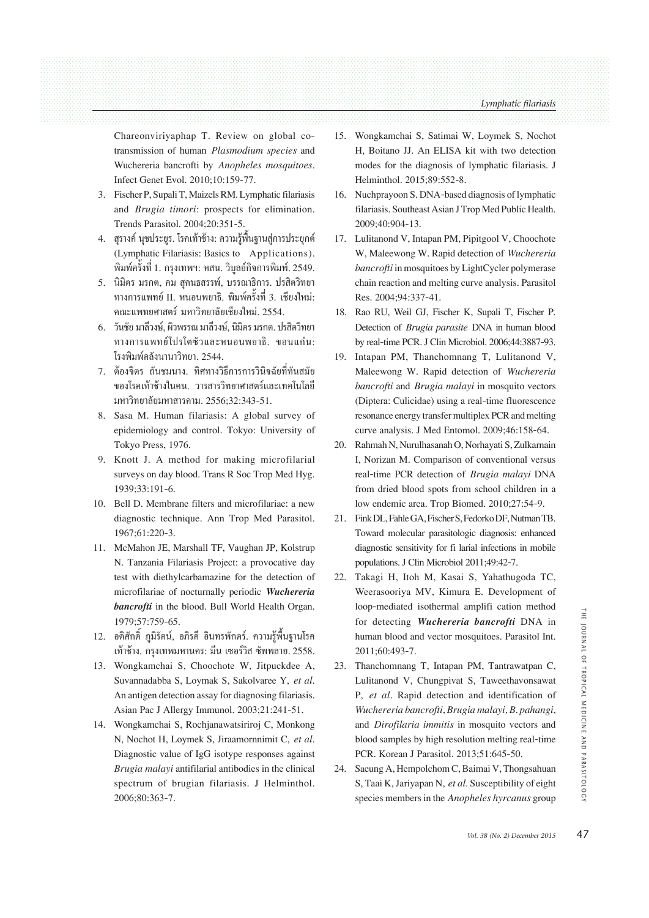Chareonviriyaphap T. Review on global co-transmission of human *Plasmodium species* and Wuchereria bancrofti by *Anopheles mosquitoes*. Infect Genet Evol. 2010;10:159-77.

3. Fischer P, Supali T, Maizels RM. Lymphatic filariasis and *Brugia timori*: prospects for elimination. Trends Parasitol. 2004;20:351-5.
4. สุรางค์ นุชประยูร. โรคเท้าช้าง: ความรู้พื้นฐานสู่การประยุกต์ (Lymphatic Filariasis: Basics to Applications). พิมพ์ครั้งที่ 1. กรุงเทพฯ: หสน. วิบูลย์กิจการพิมพ์. 2549.
5. นิมิตร มรกต, คม สุคนธสรรพ์, บรรณาธิการ. ปรสิตวิทยาทางการแพทย์ II. หนอนพยาธิ. พิมพ์ครั้งที่ 3. เชียงใหม่: คณะแพทยศาสตร์ มหาวิทยาลัยเชียงใหม่. 2554.
6. วันชัย มาลีวงษ์, ผิวพรรณ มาลีวงษ์, นิมิตร มรกต. ปรสิตวิทยาทางการแพทย์โปรโตซัวและหนอนพยาธิ. ขอนแก่น: โรงพิมพ์คลังนานาวิทยา. 2544.
7. ต้องจิตร ถันชมนาง. ทิศทางวิธีการการวินิจฉัยที่ทันสมัยของโรคเท้าช้างในคน. วารสารวิทยาศาสตร์และเทคโนโลยี มหาวิทยาลัยมหาสารคาม. 2556;32:343-51.
8. Sasa M. Human filariasis: A global survey of epidemiology and control. Tokyo: University of Tokyo Press, 1976.
9. Knott J. A method for making microfilarial surveys on day blood. Trans R Soc Trop Med Hyg. 1939;33:191-6.
10. Bell D. Membrane filters and microfilariae: a new diagnostic technique. Ann Trop Med Parasitol. 1967;61:220-3.
11. McMahon JE, Marshall TF, Vaughan JP, Kolstrup N. Tanzania Filariasis Project: a provocative day test with diethylcarbamazine for the detection of microfilariae of nocturnally periodic ***Wuchereria bancrofti*** in the blood. Bull World Health Organ. 1979;57:759-65.
12. อดิศักดิ์ ภูมิรัตน์, อภิรดี อินทรพักตร์. ความรู้พื้นฐานโรคเท้าช้าง. กรุงเทพมหานคร: มีน เซอร์วิส ซัพพลาย. 2558.
13. Wongkamchai S, Choochote W, Jitpuckdee A, Suvannadabba S, Loymak S, Sakolvaree Y, *et al*. An antigen detection assay for diagnosing filariasis. Asian Pac J Allergy Immunol. 2003;21:241-51.
14. Wongkamchai S, Rochjanawatsiriroj C, Monkong N, Nochot H, Loymek S, Jiraamornnimit C, *et al*. Diagnostic value of IgG isotype responses against *Brugia malayi* antifilarial antibodies in the clinical spectrum of brugian filariasis. J Helminthol. 2006;80:363-7.
15. Wongkamchai S, Satimai W, Loymek S, Nochot H, Boitano JJ. An ELISA kit with two detection modes for the diagnosis of lymphatic filariasis. J Helminthol. 2015;89:552-8.
16. Nuchprayoon S. DNA-based diagnosis of lymphatic filariasis. Southeast Asian J Trop Med Public Health. 2009;40:904-13.
17. Lulitanond V, Intapan PM, Pipitgool V, Choochote W, Maleewong W. Rapid detection of *Wuchereria bancrofti* in mosquitoes by LightCycler polymerase chain reaction and melting curve analysis. Parasitol Res. 2004;94:337-41.
18. Rao RU, Weil GJ, Fischer K, Supali T, Fischer P. Detection of *Brugia parasite* DNA in human blood by real-time PCR. J Clin Microbiol. 2006;44:3887-93.
19. Intapan PM, Thanchomnang T, Lulitanond V, Maleewong W. Rapid detection of *Wuchereria bancrofti* and *Brugia malayi* in mosquito vectors (Diptera: Culicidae) using a real-time fluorescence resonance energy transfer multiplex PCR and melting curve analysis. J Med Entomol. 2009;46:158-64.
20. Rahmah N, Nurulhasanah O, Norhayati S, Zulkarnain I, Norizan M. Comparison of conventional versus real-time PCR detection of *Brugia malayi* DNA from dried blood spots from school children in a low endemic area. Trop Biomed. 2010;27:54-9.
21. Fink DL, Fahle GA, Fischer S, Fedorko DF, Nutman TB. Toward molecular parasitologic diagnosis: enhanced diagnostic sensitivity for fi larial infections in mobile populations. J Clin Microbiol 2011;49:42-7.
22. Takagi H, Itoh M, Kasai S, Yahathugoda TC, Weerasooriya MV, Kimura E. Development of loop-mediated isothermal amplifi cation method for detecting ***Wuchereria bancrofti*** DNA in human blood and vector mosquitoes. Parasitol Int. 2011;60:493-7.
23. Thanchomnang T, Intapan PM, Tantrawatpan C, Lulitanond V, Chungpivat S, Taweethavonsawat P, *et al*. Rapid detection and identification of *Wuchereria bancrofti*, *Brugia malayi*, *B. pahangi*, and *Dirofilaria immitis* in mosquito vectors and blood samples by high resolution melting real-time PCR. Korean J Parasitol. 2013;51:645-50.
24. Saeung A, Hempolchom C, Baimai V, Thongsahuan S, Taai K, Jariyapan N, *et al*. Susceptibility of eight species members in the *Anopheles hyrcanus* group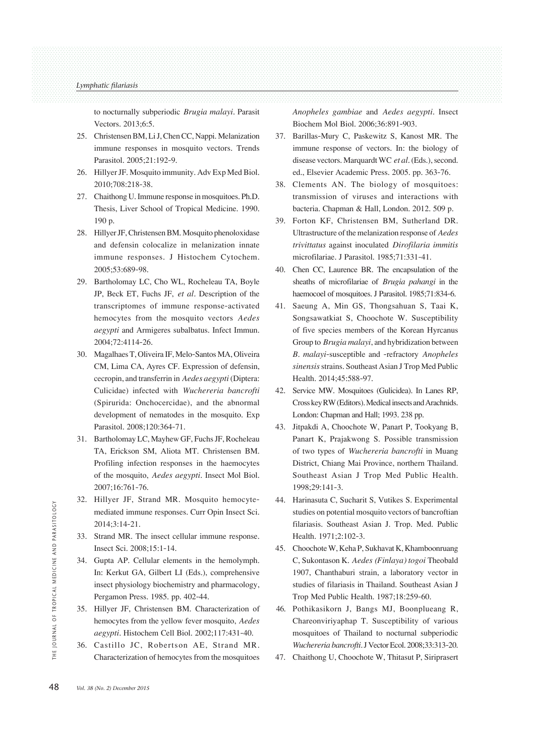to nocturnally subperiodic *Brugia malayi*. Parasit Vectors. 2013;6:5.

25. Christensen BM, Li J, Chen CC, Nappi. Melanization immune responses in mosquito vectors. Trends Parasitol. 2005;21:192-9.
26. Hillyer JF. Mosquito immunity. Adv Exp Med Biol. 2010;708:218-38.
27. Chaithong U. Immune response in mosquitoes. Ph.D. Thesis, Liver School of Tropical Medicine. 1990. 190 p.
28. Hillyer JF, Christensen BM. Mosquito phenoloxidase and defensin colocalize in melanization innate immune responses. J Histochem Cytochem. 2005;53:689-98.
29. Bartholomay LC, Cho WL, Rocheleau TA, Boyle JP, Beck ET, Fuchs JF, *et al*. Description of the transcriptomes of immune response-activated hemocytes from the mosquito vectors *Aedes aegypti* and Armigeres subalbatus. Infect Immun. 2004;72:4114-26.
30. Magalhaes T, Oliveira IF, Melo-Santos MA, Oliveira CM, Lima CA, Ayres CF. Expression of defensin, cecropin, and transferrin in *Aedes aegypti* (Diptera: Culicidae) infected with *Wuchereria bancrofti* (Spirurida: Onchocercidae), and the abnormal development of nematodes in the mosquito. Exp Parasitol. 2008;120:364-71.
31. Bartholomay LC, Mayhew GF, Fuchs JF, Rocheleau TA, Erickson SM, Aliota MT. Christensen BM. Profiling infection responses in the haemocytes of the mosquito, *Aedes aegypti*. Insect Mol Biol. 2007;16:761-76.
32. Hillyer JF, Strand MR. Mosquito hemocyte-mediated immune responses. Curr Opin Insect Sci. 2014;3:14-21.
33. Strand MR. The insect cellular immune response. Insect Sci. 2008;15:1-14.
34. Gupta AP. Cellular elements in the hemolymph. In: Kerkut GA, Gilbert LI (Eds.), comprehensive insect physiology biochemistry and pharmacology, Pergamon Press. 1985. pp. 402-44.
35. Hillyer JF, Christensen BM. Characterization of hemocytes from the yellow fever mosquito, *Aedes aegypti*. Histochem Cell Biol. 2002;117:431-40.
36. Castillo JC, Robertson AE, Strand MR. Characterization of hemocytes from the mosquitoes *Anopheles gambiae* and *Aedes aegypti*. Insect Biochem Mol Biol. 2006;36:891-903.
37. Barillas-Mury C, Paskewitz S, Kanost MR. The immune response of vectors. In: the biology of disease vectors. Marquardt WC *et al*. (Eds.), second. ed., Elsevier Academic Press. 2005. pp. 363-76.
38. Clements AN. The biology of mosquitoes: transmission of viruses and interactions with bacteria. Chapman & Hall, London. 2012. 509 p.
39. Forton KF, Christensen BM, Sutherland DR. Ultrastructure of the melanization response of *Aedes trivittatus* against inoculated *Dirofilaria immitis* microfilariae. J Parasitol. 1985;71:331-41.
40. Chen CC, Laurence BR. The encapsulation of the sheaths of microfilariae of *Brugia pahangi* in the haemocoel of mosquitoes. J Parasitol. 1985;71:834-6.
41. Saeung A, Min GS, Thongsahuan S, Taai K, Songsawatkiat S, Choochote W. Susceptibility of five species members of the Korean Hyrcanus Group to *Brugia malayi*, and hybridization between *B. malayi*-susceptible and -refractory *Anopheles sinensis* strains. Southeast Asian J Trop Med Public Health. 2014;45:588-97.
42. Service MW. Mosquitoes (Gulicidea). In Lanes RP, Cross key RW (Editors). Medical insects and Arachnids. London: Chapman and Hall; 1993. 238 pp.
43. Jitpakdi A, Choochote W, Panart P, Tookyang B, Panart K, Prajakwong S. Possible transmission of two types of *Wuchereria bancrofti* in Muang District, Chiang Mai Province, northern Thailand. Southeast Asian J Trop Med Public Health. 1998;29:141-3.
44. Harinasuta C, Sucharit S, Vutikes S. Experimental studies on potential mosquito vectors of bancroftian filariasis. Southeast Asian J. Trop. Med. Public Health. 1971;2:102-3.
45. Choochote W, Keha P, Sukhavat K, Khamboonruang C, Sukontason K. *Aedes (Finlaya) togoi* Theobald 1907, Chanthaburi strain, a laboratory vector in studies of filariasis in Thailand. Southeast Asian J Trop Med Public Health. 1987;18:259-60.
46. Pothikasikorn J, Bangs MJ, Boonplueang R, Chareonviriyaphap T. Susceptibility of various mosquitoes of Thailand to nocturnal subperiodic *Wuchereria bancrofti*. J Vector Ecol. 2008;33:313-20.
47. Chaithong U, Choochote W, Thitasut P, Siriprasert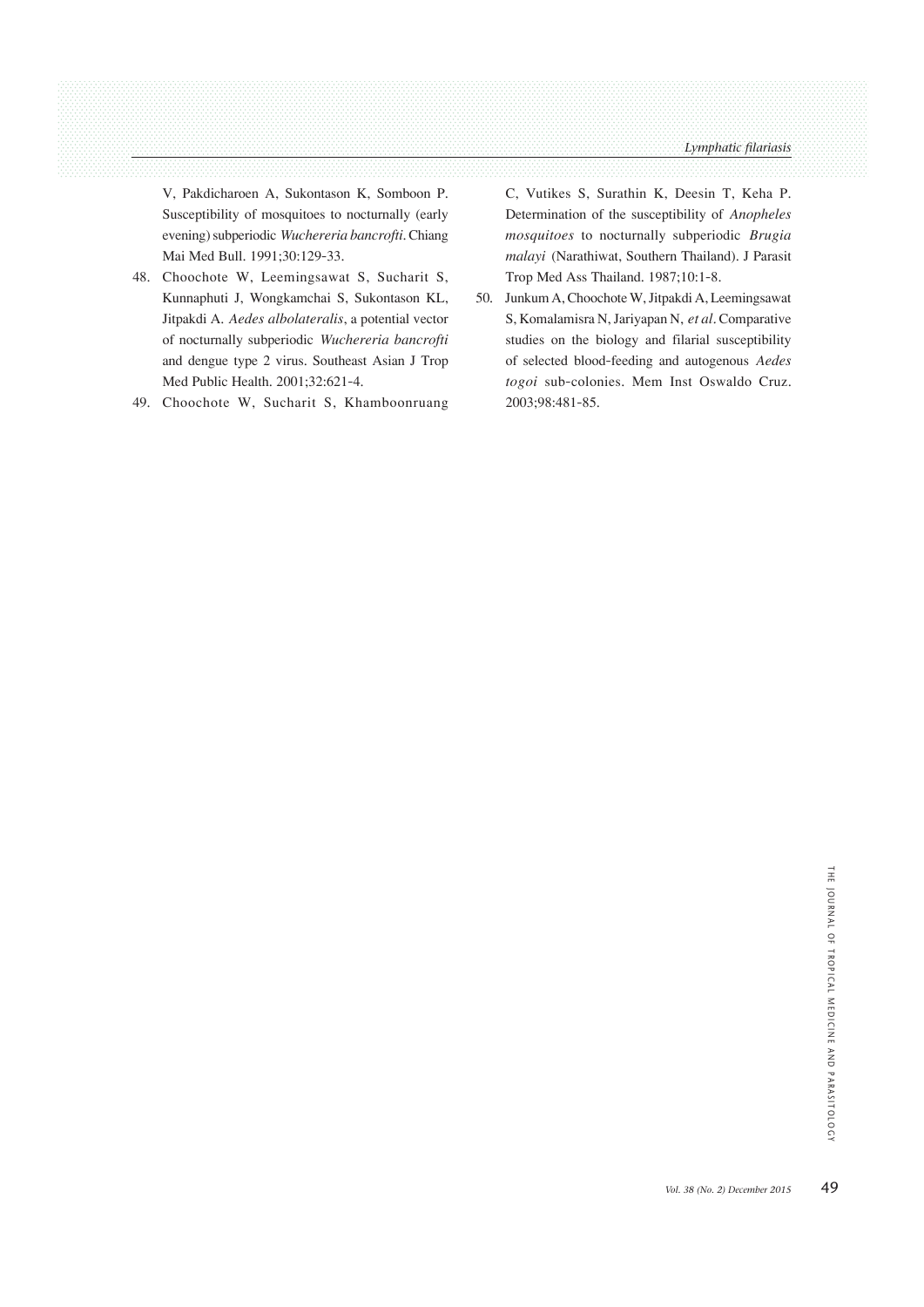V, Pakdicharoen A, Sukontason K, Somboon P. Susceptibility of mosquitoes to nocturnally (early evening) subperiodic *Wuchereria bancrofti*. Chiang Mai Med Bull. 1991;30:129-33.

48. Choochote W, Leemingsawat S, Sucharit S, Kunnaphuti J, Wongkamchai S, Sukontason KL, Jitpakdi A. *Aedes albolateralis*, a potential vector of nocturnally subperiodic *Wuchereria bancrofti* and dengue type 2 virus. Southeast Asian J Trop Med Public Health. 2001;32:621-4.
49. Choochote W, Sucharit S, Khamboonruang C, Vutikes S, Surathin K, Deesin T, Keha P. Determination of the susceptibility of *Anopheles mosquitoes* to nocturnally subperiodic *Brugia malayi* (Narathiwat, Southern Thailand). J Parasit Trop Med Ass Thailand. 1987;10:1-8.
50. Junkum A, Choochote W, Jitpakdi A, Leemingsawat S, Komalamisra N, Jariyapan N, *et al*. Comparative studies on the biology and filarial susceptibility of selected blood-feeding and autogenous *Aedes togoi* sub-colonies. Mem Inst Oswaldo Cruz. 2003;98:481-85.